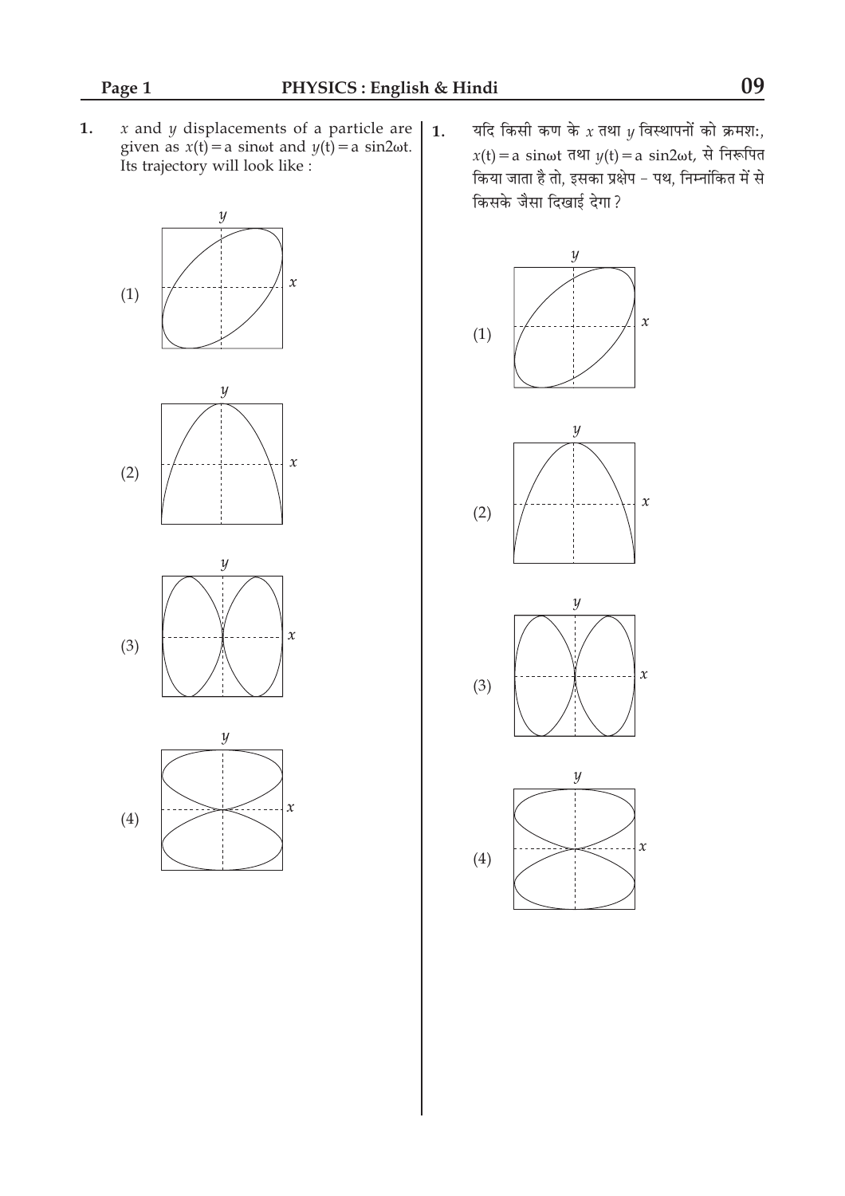**1.** $x$ and $y$ displacements of a particle are given as $x(t) = a \sin\omega t$ and $y(t) = a \sin 2\omega t$. Its trajectory will look like :

(1)

(2)

(3)

(4)

**1.** यदि किसी कण के $x$ तथा $y$ विस्थापनों को क्रमशः, $x(t) = a \sin\omega t$ तथा $y(t) = a \sin 2\omega t$, से निरूपित किया जाता है तो, इसका प्रक्षेप - पथ, निम्नांकित में से किसके जैसा दिखाई देगा ?

(1)

(2)

(3)

(4)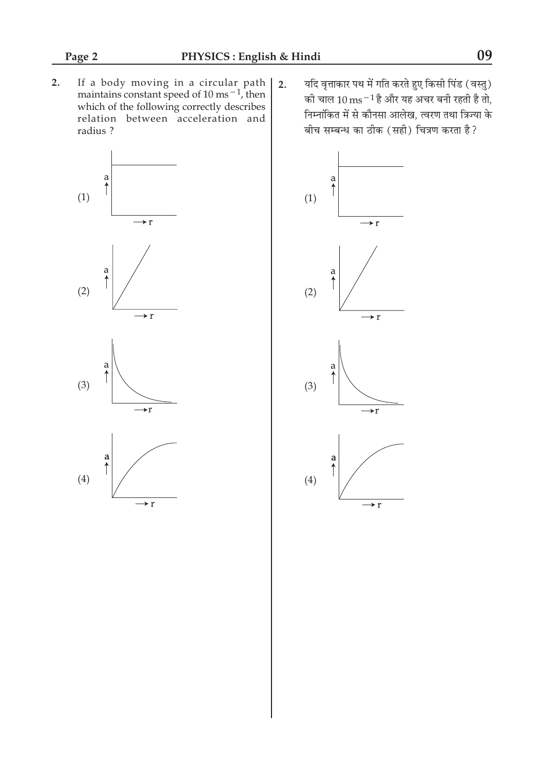2. If a body moving in a circular path maintains constant speed of $10 \text{ ms}^{-1}$, then which of the following correctly describes relation between acceleration and radius ?

(1)

(2)

(3)

(4)

2. यदि वृत्ताकार पथ में गति करते हुए किसी पिंड (वस्तु) की चाल $10 \text{ ms}^{-1}$ है और यह अचर बनी रहती है तो, निम्नांकित में से कौनसा आलेख, त्वरण तथा त्रिज्या के बीच सम्बन्ध का ठीक (सही) चित्रण करता है ?

(1)

(2)

(3)

(4)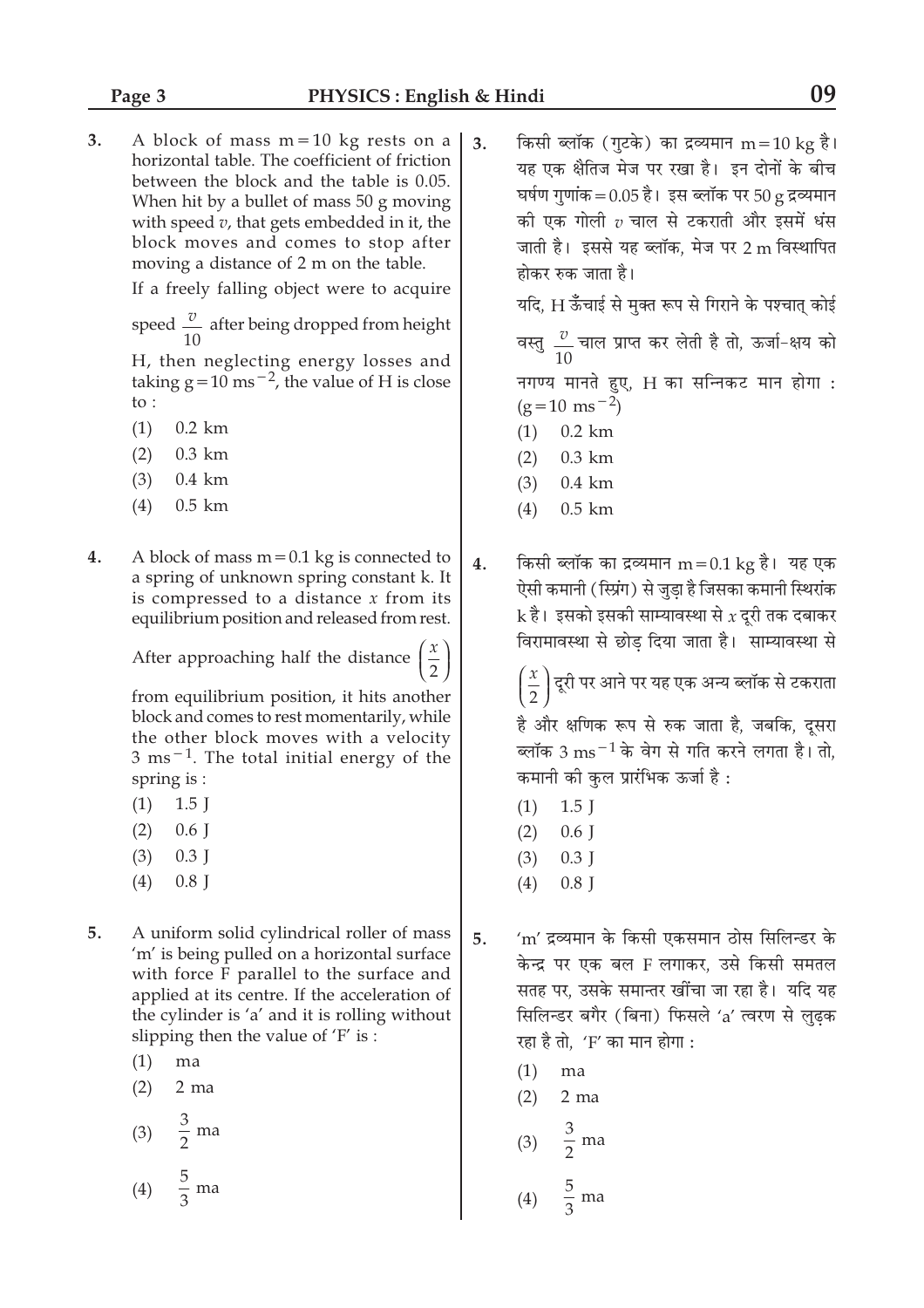3. A block of mass $m = 10$ kg rests on a horizontal table. The coefficient of friction between the block and the table is 0.05. When hit by a bullet of mass 50 g moving with speed $v$, that gets embedded in it, the block moves and comes to stop after moving a distance of 2 m on the table.

If a freely falling object were to acquire speed $\frac{v}{10}$ after being dropped from height H, then neglecting energy losses and taking $g = 10 \text{ ms}^{-2}$, the value of H is close to :

(1) 0.2 km

(2) 0.3 km

(3) 0.4 km

(4) 0.5 km

3. किसी ब्लॉक (गुटके) का द्रव्यमान $m = 10$ kg है। यह एक क्षैतिज मेज पर रखा है। इन दोनों के बीच घर्षण गुणांक $= 0.05$ है। इस ब्लॉक पर 50 g द्रव्यमान की एक गोली $v$ चाल से टकराती और इसमें धंस जाती है। इससे यह ब्लॉक, मेज पर 2 m विस्थापित होकर रुक जाता है।

यदि, H ऊँचाई से मुक्त रूप से गिराने के पश्चात् कोई वस्तु $\frac{v}{10}$ चाल प्राप्त कर लेती है तो, ऊर्जा-क्षय को नगण्य मानते हुए, H का सन्निकट मान होगा : $(g = 10 \text{ ms}^{-2})$

(1) 0.2 km

(2) 0.3 km

(3) 0.4 km

(4) 0.5 km

4. A block of mass $m = 0.1$ kg is connected to a spring of unknown spring constant k. It is compressed to a distance $x$ from its equilibrium position and released from rest. After approaching half the distance $\left(\frac{x}{2}\right)$ from equilibrium position, it hits another block and comes to rest momentarily, while the other block moves with a velocity $3 \text{ ms}^{-1}$. The total initial energy of the spring is :

(1) 1.5 J

(2) 0.6 J

(3) 0.3 J

(4) 0.8 J

4. किसी ब्लॉक का द्रव्यमान $m = 0.1$ kg है। यह एक ऐसी कमानी (स्प्रिंग) से जुड़ा है जिसका कमानी स्थिरांक k है। इसको इसकी साम्यावस्था से $x$ दूरी तक दबाकर विरामावस्था से छोड़ दिया जाता है। साम्यावस्था से $\left(\frac{x}{2}\right)$ दूरी पर आने पर यह एक अन्य ब्लॉक से टकराता है और क्षणिक रूप से रुक जाता है, जबकि, दूसरा ब्लॉक $3 \text{ ms}^{-1}$ के वेग से गति करने लगता है। तो, कमानी की कुल प्रारंभिक ऊर्जा है :

(1) 1.5 J

(2) 0.6 J

(3) 0.3 J

(4) 0.8 J

5. A uniform solid cylindrical roller of mass 'm' is being pulled on a horizontal surface with force F parallel to the surface and applied at its centre. If the acceleration of the cylinder is 'a' and it is rolling without slipping then the value of 'F' is :

(1) ma

(2) 2 ma

(3) $\frac{3}{2}$ ma

(4) $\frac{5}{3}$ ma

5. 'm' द्रव्यमान के किसी एकसमान ठोस सिलिन्डर के केन्द्र पर एक बल F लगाकर, उसे किसी समतल सतह पर, उसके समान्तर खींचा जा रहा है। यदि यह सिलिन्डर बगैर (बिना) फिसले 'a' त्वरण से लुढ़क रहा है तो, 'F' का मान होगा :

(1) ma

(2) 2 ma

(3) $\frac{3}{2}$ ma

(4) $\frac{5}{3}$ ma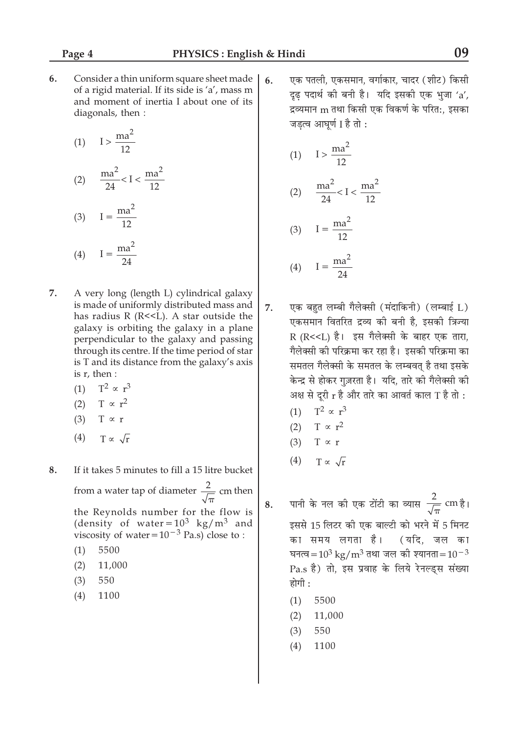6. Consider a thin uniform square sheet made of a rigid material. If its side is 'a', mass m and moment of inertia I about one of its diagonals, then :

   (1) $I > \frac{ma^2}{12}$

   (2) $\frac{ma^2}{24} < I < \frac{ma^2}{12}$

   (3) $I = \frac{ma^2}{12}$

   (4) $I = \frac{ma^2}{24}$

7. A very long (length L) cylindrical galaxy is made of uniformly distributed mass and has radius R (R<<L). A star outside the galaxy is orbiting the galaxy in a plane perpendicular to the galaxy and passing through its centre. If the time period of star is T and its distance from the galaxy's axis is r, then :

   (1) $T^2 \propto r^3$

   (2) $T \propto r^2$

   (3) $T \propto r$

   (4) $T \propto \sqrt{r}$

8. If it takes 5 minutes to fill a 15 litre bucket from a water tap of diameter $\frac{2}{\sqrt{\pi}}$ cm then the Reynolds number for the flow is (density of water $= 10^3$ kg/m$^3$ and viscosity of water $= 10^{-3}$ Pa.s) close to :

   (1) 5500

   (2) 11,000

   (3) 550

   (4) 1100

6. एक पतली, एकसमान, वर्गाकार, चादर (शीट) किसी दृढ़ पदार्थ की बनी है। यदि इसकी एक भुजा 'a', द्रव्यमान m तथा किसी एक विकर्ण के परितः, इसका जड़त्व आघूर्ण I है तो :

   (1) $I > \frac{ma^2}{12}$

   (2) $\frac{ma^2}{24} < I < \frac{ma^2}{12}$

   (3) $I = \frac{ma^2}{12}$

   (4) $I = \frac{ma^2}{24}$

7. एक बहुत लम्बी गैलेक्सी (मंदाकिनी) (लम्बाई L) एकसमान वितरित द्रव्य की बनी है, इसकी त्रिज्या R (R<<L) है। इस गैलेक्सी के बाहर एक तारा, गैलेक्सी की परिक्रमा कर रहा है। इसकी परिक्रमा का समतल गैलेक्सी के समतल के लम्बवत् है तथा इसके केन्द्र से होकर गुज़रता है। यदि, तारे की गैलेक्सी की अक्ष से दूरी r है और तारे का आवर्त काल T है तो :

   (1) $T^2 \propto r^3$

   (2) $T \propto r^2$

   (3) $T \propto r$

   (4) $T \propto \sqrt{r}$

8. पानी के नल की एक टोंटी का व्यास $\frac{2}{\sqrt{\pi}}$ cm है। इससे 15 लिटर की एक बाल्टी को भरने में 5 मिनट का समय लगता है। (यदि, जल का घनत्व $= 10^3$ kg/m$^3$ तथा जल की श्यानता $= 10^{-3}$ Pa.s है) तो, इस प्रवाह के लिये रेनल्ड्स संख्या होगी :

   (1) 5500

   (2) 11,000

   (3) 550

   (4) 1100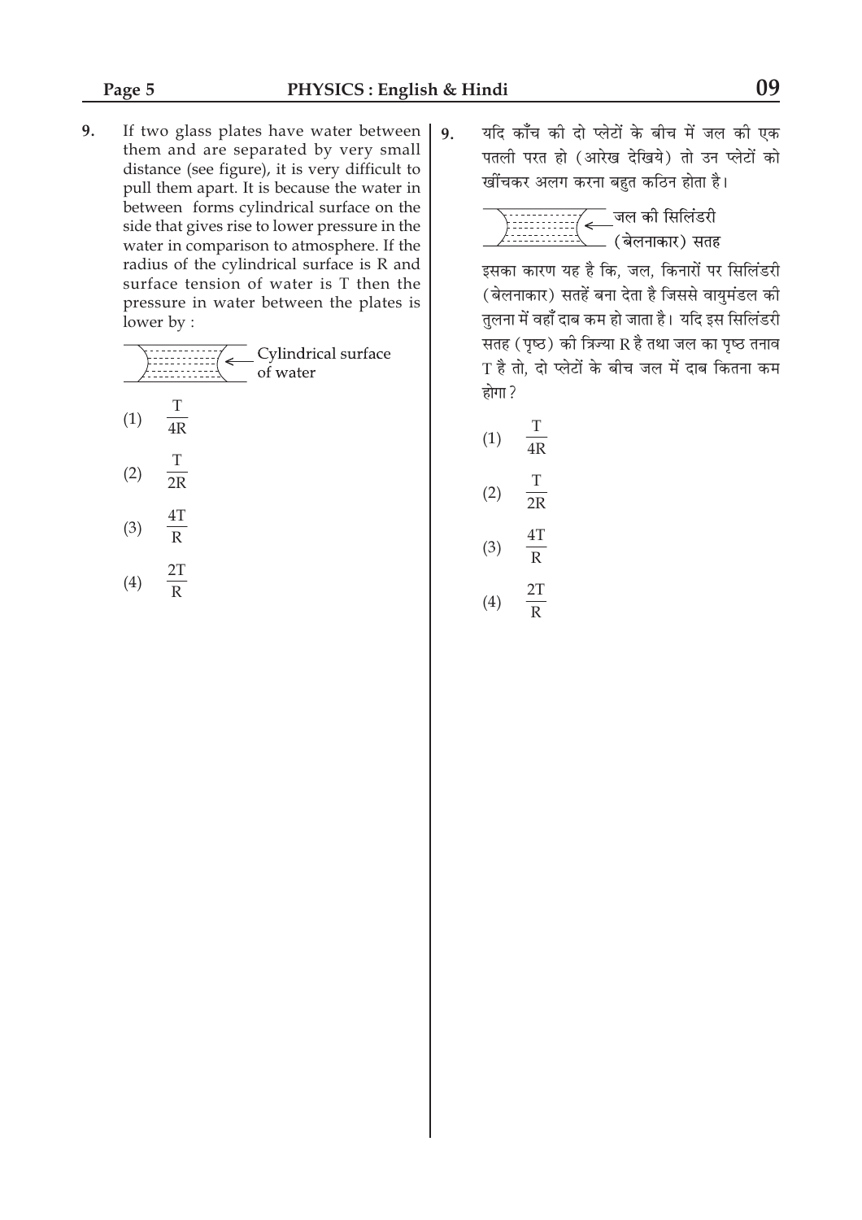9. If two glass plates have water between them and are separated by very small distance (see figure), it is very difficult to pull them apart. It is because the water in between forms cylindrical surface on the side that gives rise to lower pressure in the water in comparison to atmosphere. If the radius of the cylindrical surface is R and surface tension of water is T then the pressure in water between the plates is lower by :

Cylindrical surface of water

(1) $\frac{T}{4R}$

(2) $\frac{T}{2R}$

(3) $\frac{4T}{R}$

(4) $\frac{2T}{R}$

9. यदि काँच की दो प्लेटों के बीच में जल की एक पतली परत हो (आरेख देखिये) तो उन प्लेटों को खींचकर अलग करना बहुत कठिन होता है।

जल की सिलिंडरी (बेलनाकार) सतह

इसका कारण यह है कि, जल, किनारों पर सिलिंडरी (बेलनाकार) सतहें बना देता है जिससे वायुमंडल की तुलना में वहाँ दाब कम हो जाता है। यदि इस सिलिंडरी सतह (पृष्ठ) की त्रिज्या R है तथा जल का पृष्ठ तनाव T है तो, दो प्लेटों के बीच जल में दाब कितना कम होगा?

(1) $\frac{T}{4R}$

(2) $\frac{T}{2R}$

(3) $\frac{4T}{R}$

(4) $\frac{2T}{R}$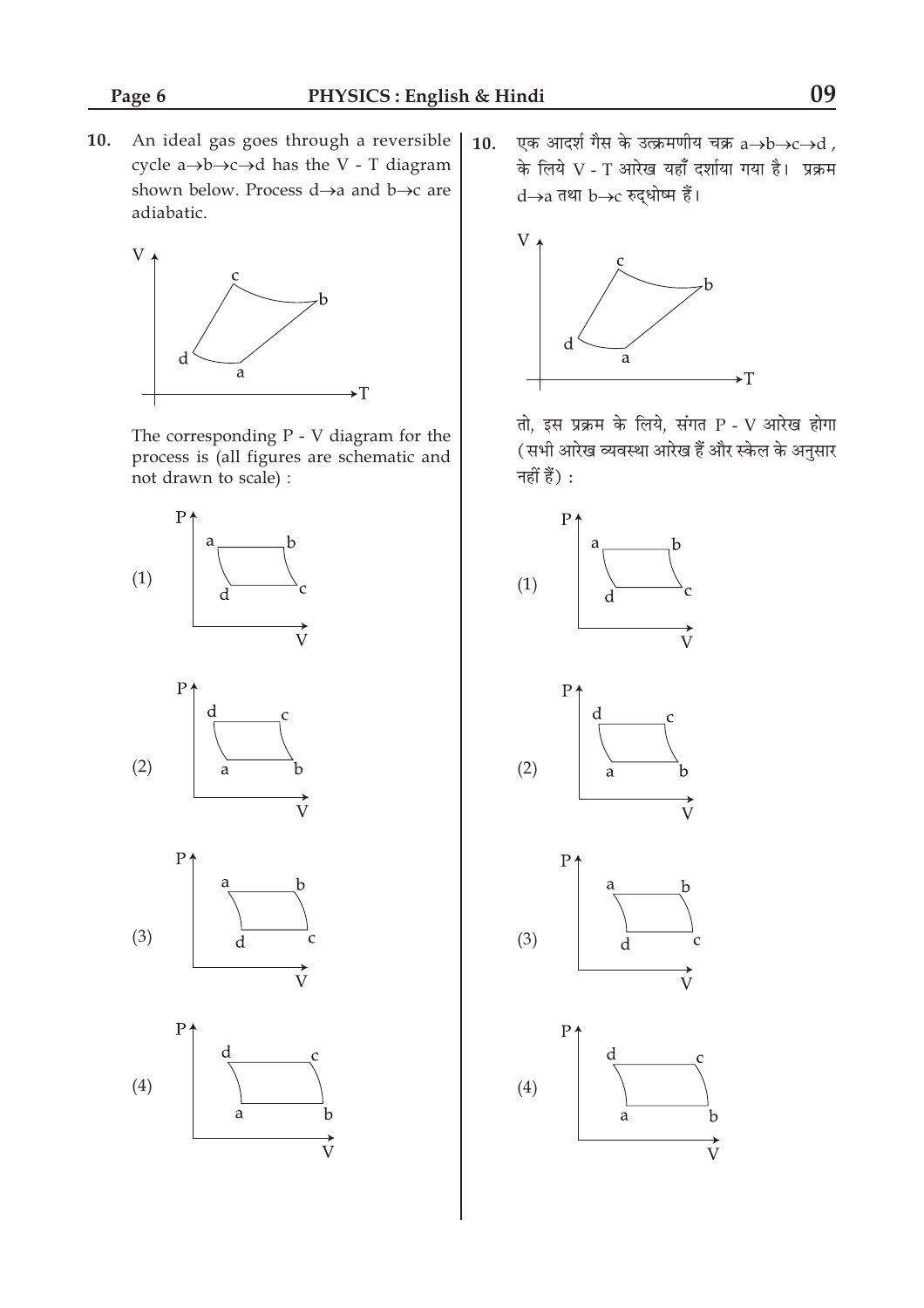**10.** An ideal gas goes through a reversible cycle a→b→c→d has the V - T diagram shown below. Process d→a and b→c are adiabatic.

The corresponding P - V diagram for the process is (all figures are schematic and not drawn to scale) :

(1)

(2)

(3)

(4)

**10.** एक आदर्श गैस के उत्क्रमणीय चक्र a→b→c→d , के लिये V - T आरेख यहाँ दर्शाया गया है। प्रक्रम d→a तथा b→c रुद्धोष्म हैं।

तो, इस प्रक्रम के लिये, संगत P - V आरेख होगा (सभी आरेख व्यवस्था आरेख हैं और स्केल के अनुसार नहीं हैं) :

(1)

(2)

(3)

(4)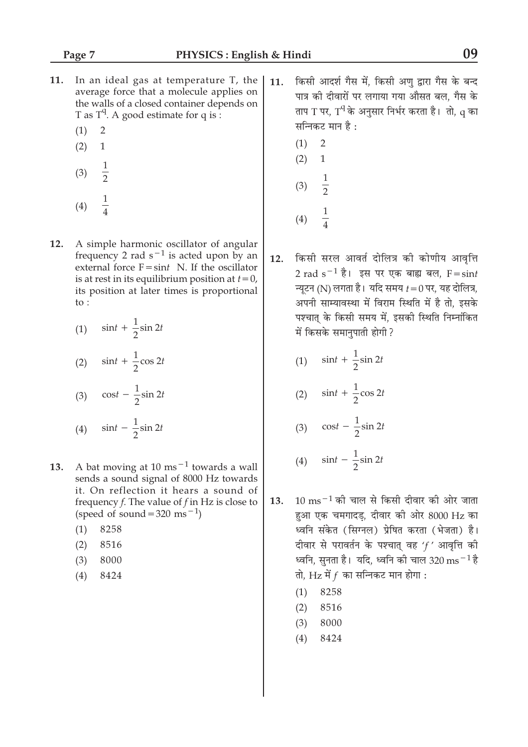11. In an ideal gas at temperature T, the average force that a molecule applies on the walls of a closed container depends on T as $T^q$. A good estimate for q is :

    (1) 2
    
    (2) 1
    
    (3) $\frac{1}{2}$
    
    (4) $\frac{1}{4}$

12. A simple harmonic oscillator of angular frequency 2 rad $s^{-1}$ is acted upon by an external force $F = \sin t$ N. If the oscillator is at rest in its equilibrium position at $t = 0$, its position at later times is proportional to :

    (1) $\sin t + \frac{1}{2}\sin 2t$
    
    (2) $\sin t + \frac{1}{2}\cos 2t$
    
    (3) $\cos t - \frac{1}{2}\sin 2t$
    
    (4) $\sin t - \frac{1}{2}\sin 2t$

13. A bat moving at 10 $ms^{-1}$ towards a wall sends a sound signal of 8000 Hz towards it. On reflection it hears a sound of frequency *f*. The value of *f* in Hz is close to (speed of sound = 320 $ms^{-1}$)

    (1) 8258
    
    (2) 8516
    
    (3) 8000
    
    (4) 8424

11. किसी आदर्श गैस में, किसी अणु द्वारा गैस के बन्द पात्र की दीवारों पर लगाया गया औसत बल, गैस के ताप T पर, $T^q$ के अनुसार निर्भर करता है। तो, q का सन्निकट मान है :

    (1) 2
    
    (2) 1
    
    (3) $\frac{1}{2}$
    
    (4) $\frac{1}{4}$

12. किसी सरल आवर्त दोलित्र की कोणीय आवृत्ति 2 rad $s^{-1}$ है। इस पर एक बाह्य बल, $F = \sin t$ न्यूटन (N) लगता है। यदि समय $t = 0$ पर, यह दोलित्र, अपनी साम्यावस्था में विराम स्थिति में है तो, इसके पश्चात् के किसी समय में, इसकी स्थिति निम्नांकित में किसके समानुपाती होगी ?

    (1) $\sin t + \frac{1}{2}\sin 2t$
    
    (2) $\sin t + \frac{1}{2}\cos 2t$
    
    (3) $\cos t - \frac{1}{2}\sin 2t$
    
    (4) $\sin t - \frac{1}{2}\sin 2t$

13. 10 $ms^{-1}$ की चाल से किसी दीवार की ओर जाता हुआ एक चमगादड़, दीवार की ओर 8000 Hz का ध्वनि संकेत (सिग्नल) प्रेषित करता (भेजता) है। दीवार से परावर्तन के पश्चात् वह '*f*' आवृत्ति की ध्वनि, सुनता है। यदि, ध्वनि की चाल 320 $ms^{-1}$ है तो, Hz में *f* का सन्निकट मान होगा :

    (1) 8258
    
    (2) 8516
    
    (3) 8000
    
    (4) 8424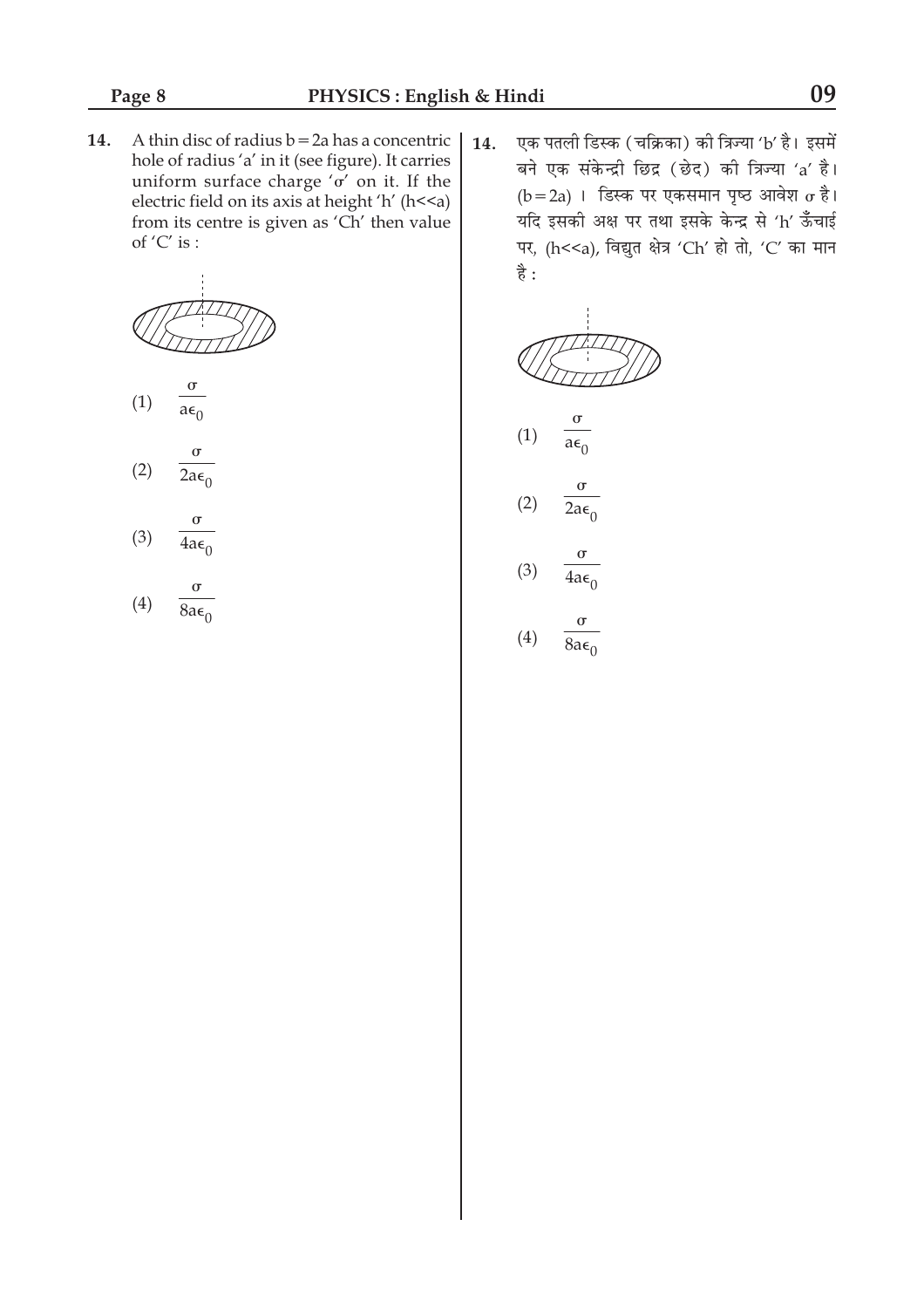**14.** A thin disc of radius $b = 2a$ has a concentric hole of radius 'a' in it (see figure). It carries uniform surface charge '$\sigma$' on it. If the electric field on its axis at height 'h' ($h << a$) from its centre is given as 'Ch' then value of 'C' is :

(1) $\frac{\sigma}{a\epsilon_0}$

(2) $\frac{\sigma}{2a\epsilon_0}$

(3) $\frac{\sigma}{4a\epsilon_0}$

(4) $\frac{\sigma}{8a\epsilon_0}$

**14.** एक पतली डिस्क (चक्रिका) की त्रिज्या 'b' है। इसमें बने एक संकेन्द्री छिद्र (छेद) की त्रिज्या 'a' है। ($b = 2a$)। डिस्क पर एकसमान पृष्ठ आवेश $\sigma$ है। यदि इसकी अक्ष पर तथा इसके केन्द्र से 'h' ऊँचाई पर, ($h << a$), विद्युत क्षेत्र 'Ch' हो तो, 'C' का मान है :

(1) $\frac{\sigma}{a\epsilon_0}$

(2) $\frac{\sigma}{2a\epsilon_0}$

(3) $\frac{\sigma}{4a\epsilon_0}$

(4) $\frac{\sigma}{8a\epsilon_0}$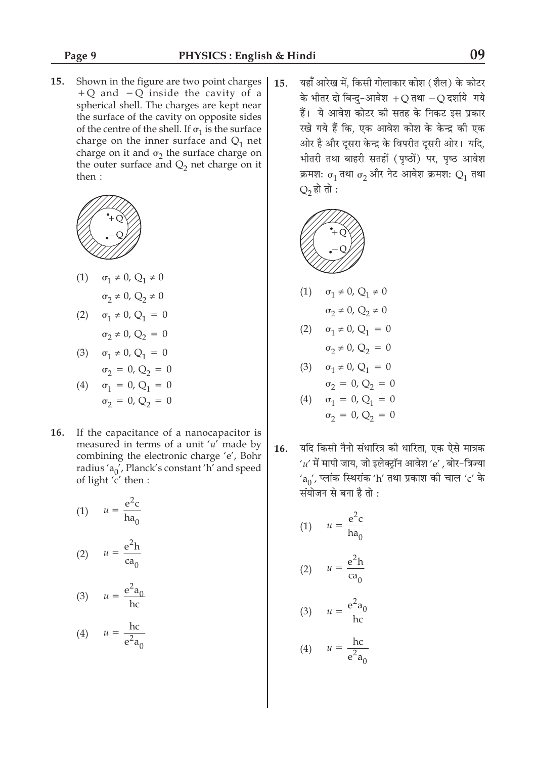15. Shown in the figure are two point charges $+Q$ and $-Q$ inside the cavity of a spherical shell. The charges are kept near the surface of the cavity on opposite sides of the centre of the shell. If $\sigma_1$ is the surface charge on the inner surface and $Q_1$ net charge on it and $\sigma_2$ the surface charge on the outer surface and $Q_2$ net charge on it then :

(1) $\sigma_1 \neq 0, Q_1 \neq 0$
$\sigma_2 \neq 0, Q_2 \neq 0$

(2) $\sigma_1 \neq 0, Q_1 = 0$
$\sigma_2 \neq 0, Q_2 = 0$

(3) $\sigma_1 \neq 0, Q_1 = 0$
$\sigma_2 = 0, Q_2 = 0$

(4) $\sigma_1 = 0, Q_1 = 0$
$\sigma_2 = 0, Q_2 = 0$

16. If the capacitance of a nanocapacitor is measured in terms of a unit '$u$' made by combining the electronic charge 'e', Bohr radius '$a_0$', Planck's constant 'h' and speed of light 'c' then :

(1) $u = \dfrac{e^2 c}{h a_0}$

(2) $u = \dfrac{e^2 h}{c a_0}$

(3) $u = \dfrac{e^2 a_0}{hc}$

(4) $u = \dfrac{hc}{e^2 a_0}$

15. यहाँ आरेख में, किसी गोलाकार कोश (शैल) के कोटर के भीतर दो बिन्दु-आवेश $+Q$ तथा $-Q$ दर्शाये गये हैं। ये आवेश कोटर की सतह के निकट इस प्रकार रखे गये हैं कि, एक आवेश कोश के केन्द्र की एक ओर है और दूसरा केन्द्र के विपरीत दूसरी ओर। यदि, भीतरी तथा बाहरी सतहों (पृष्ठों) पर, पृष्ठ आवेश क्रमशः $\sigma_1$ तथा $\sigma_2$ और नेट आवेश क्रमशः $Q_1$ तथा $Q_2$ हो तो :

(1) $\sigma_1 \neq 0, Q_1 \neq 0$
$\sigma_2 \neq 0, Q_2 \neq 0$

(2) $\sigma_1 \neq 0, Q_1 = 0$
$\sigma_2 \neq 0, Q_2 = 0$

(3) $\sigma_1 \neq 0, Q_1 = 0$
$\sigma_2 = 0, Q_2 = 0$

(4) $\sigma_1 = 0, Q_1 = 0$
$\sigma_2 = 0, Q_2 = 0$

16. यदि किसी नैनो संधारित्र की धारिता, एक ऐसे मात्रक '$u$' में मापी जाय, जो इलेक्ट्रॉन आवेश 'e', बोर-त्रिज्या '$a_0$', प्लांक स्थिरांक 'h' तथा प्रकाश की चाल 'c' के संयोजन से बना है तो :

(1) $u = \dfrac{e^2 c}{h a_0}$

(2) $u = \dfrac{e^2 h}{c a_0}$

(3) $u = \dfrac{e^2 a_0}{hc}$

(4) $u = \dfrac{hc}{e^2 a_0}$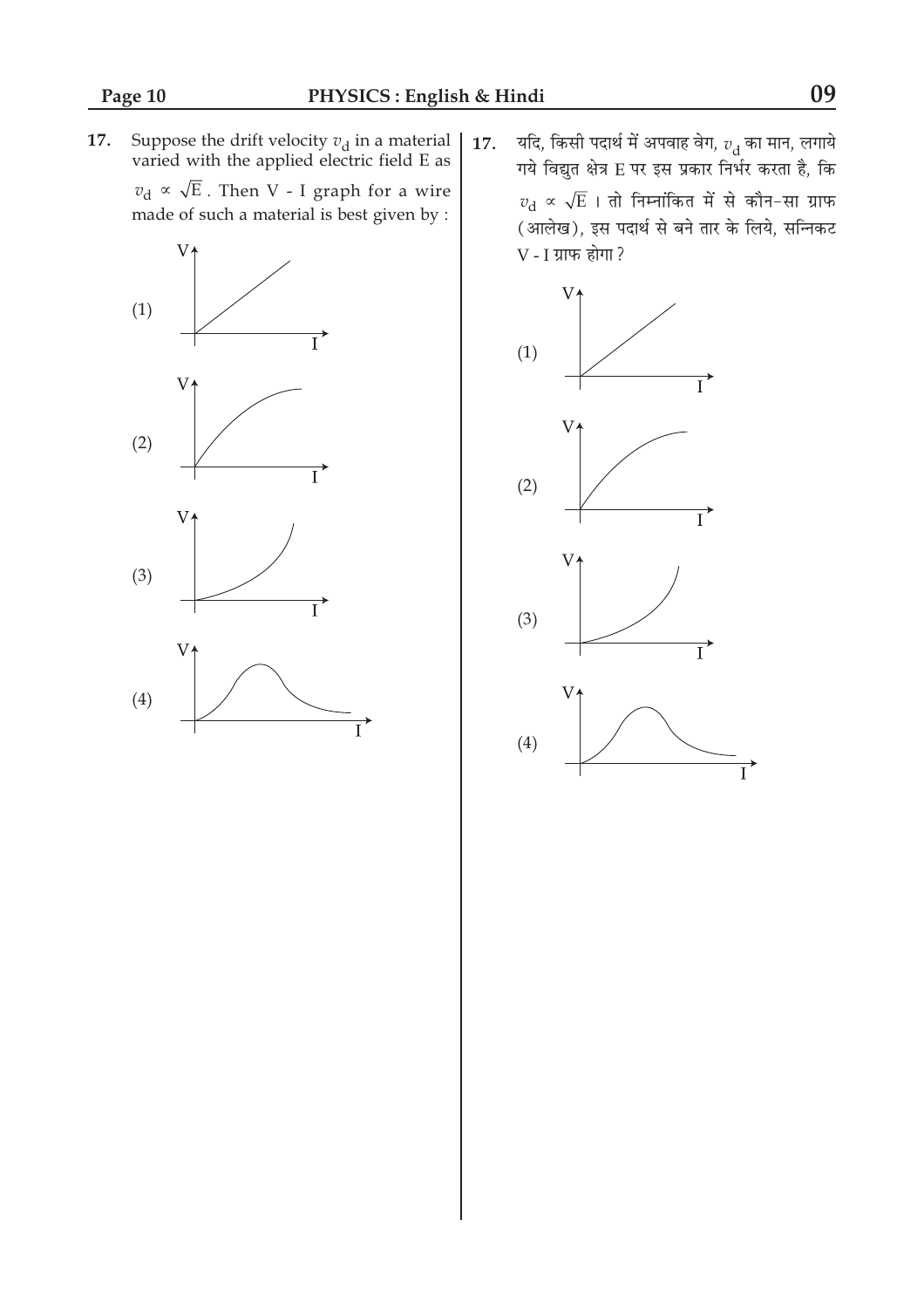17. Suppose the drift velocity $v_d$ in a material varied with the applied electric field E as $v_d \propto \sqrt{E}$. Then V - I graph for a wire made of such a material is best given by :

(1)

(2)

(3)

(4)

17. यदि, किसी पदार्थ में अपवाह वेग, $v_d$ का मान, लगाये गये विद्युत क्षेत्र E पर इस प्रकार निर्भर करता है, कि $v_d \propto \sqrt{E}$ । तो निम्नांकित में से कौन-सा ग्राफ (आलेख), इस पदार्थ से बने तार के लिये, सन्निकट V - I ग्राफ होगा ?

(1)

(2)

(3)

(4)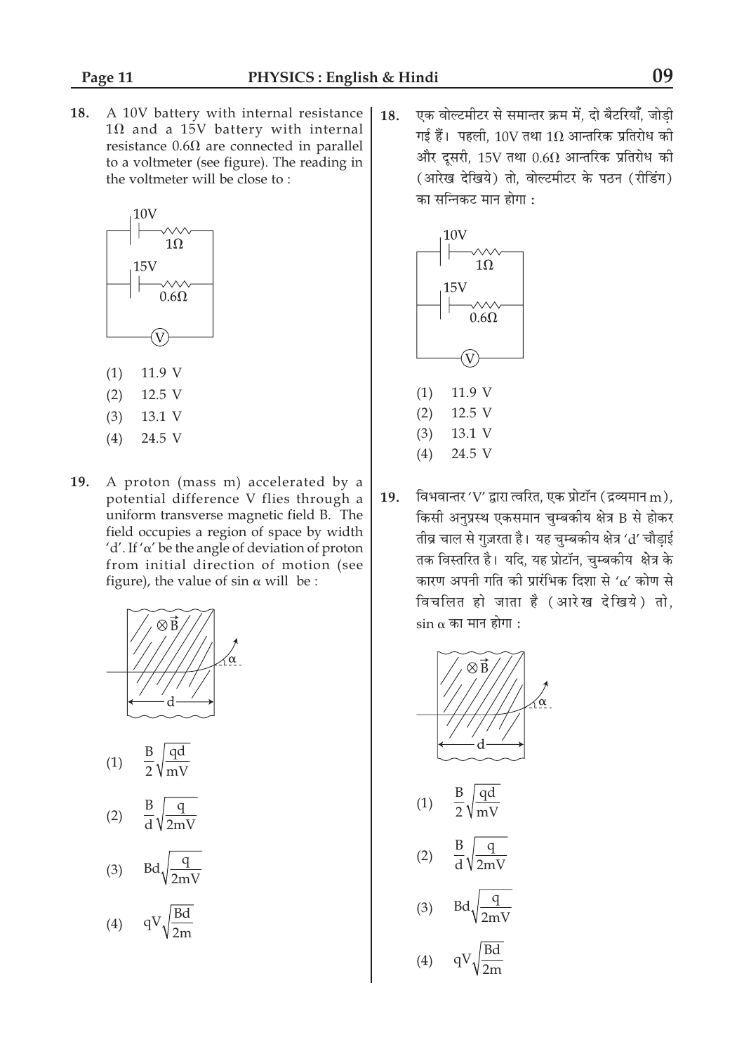18. A 10V battery with internal resistance $1\Omega$ and a 15V battery with internal resistance $0.6\Omega$ are connected in parallel to a voltmeter (see figure). The reading in the voltmeter will be close to :

(1) 11.9 V

(2) 12.5 V

(3) 13.1 V

(4) 24.5 V

18. एक वोल्टमीटर से समान्तर क्रम में, दो बैटरियाँ, जोड़ी गई हैं। पहली, 10V तथा $1\Omega$ आन्तरिक प्रतिरोध की और दूसरी, 15V तथा $0.6\Omega$ आन्तरिक प्रतिरोध की (आरेख देखिये) तो, वोल्टमीटर के पठन (रीडिंग) का सन्निकट मान होगा :

(1) 11.9 V

(2) 12.5 V

(3) 13.1 V

(4) 24.5 V

19. A proton (mass m) accelerated by a potential difference V flies through a uniform transverse magnetic field B. The field occupies a region of space by width 'd'. If '$\alpha$' be the angle of deviation of proton from initial direction of motion (see figure), the value of $\sin\alpha$ will be :

(1) $\frac{B}{2}\sqrt{\frac{qd}{mV}}$

(2) $\frac{B}{d}\sqrt{\frac{q}{2mV}}$

(3) $Bd\sqrt{\frac{q}{2mV}}$

(4) $qV\sqrt{\frac{Bd}{2m}}$

19. विभवान्तर 'V' द्वारा त्वरित, एक प्रोटॉन (द्रव्यमान m), किसी अनुप्रस्थ एकसमान चुम्बकीय क्षेत्र B से होकर तीव्र चाल से गुज़रता है। यह चुम्बकीय क्षेत्र 'd' चौड़ाई तक विस्तरित है। यदि, यह प्रोटॉन, चुम्बकीय क्षेत्र के कारण अपनी गति की प्रारंभिक दिशा से '$\alpha$' कोण से विचलित हो जाता है (आरेख देखिये) तो, $\sin\alpha$ का मान होगा :

(1) $\frac{B}{2}\sqrt{\frac{qd}{mV}}$

(2) $\frac{B}{d}\sqrt{\frac{q}{2mV}}$

(3) $Bd\sqrt{\frac{q}{2mV}}$

(4) $qV\sqrt{\frac{Bd}{2m}}$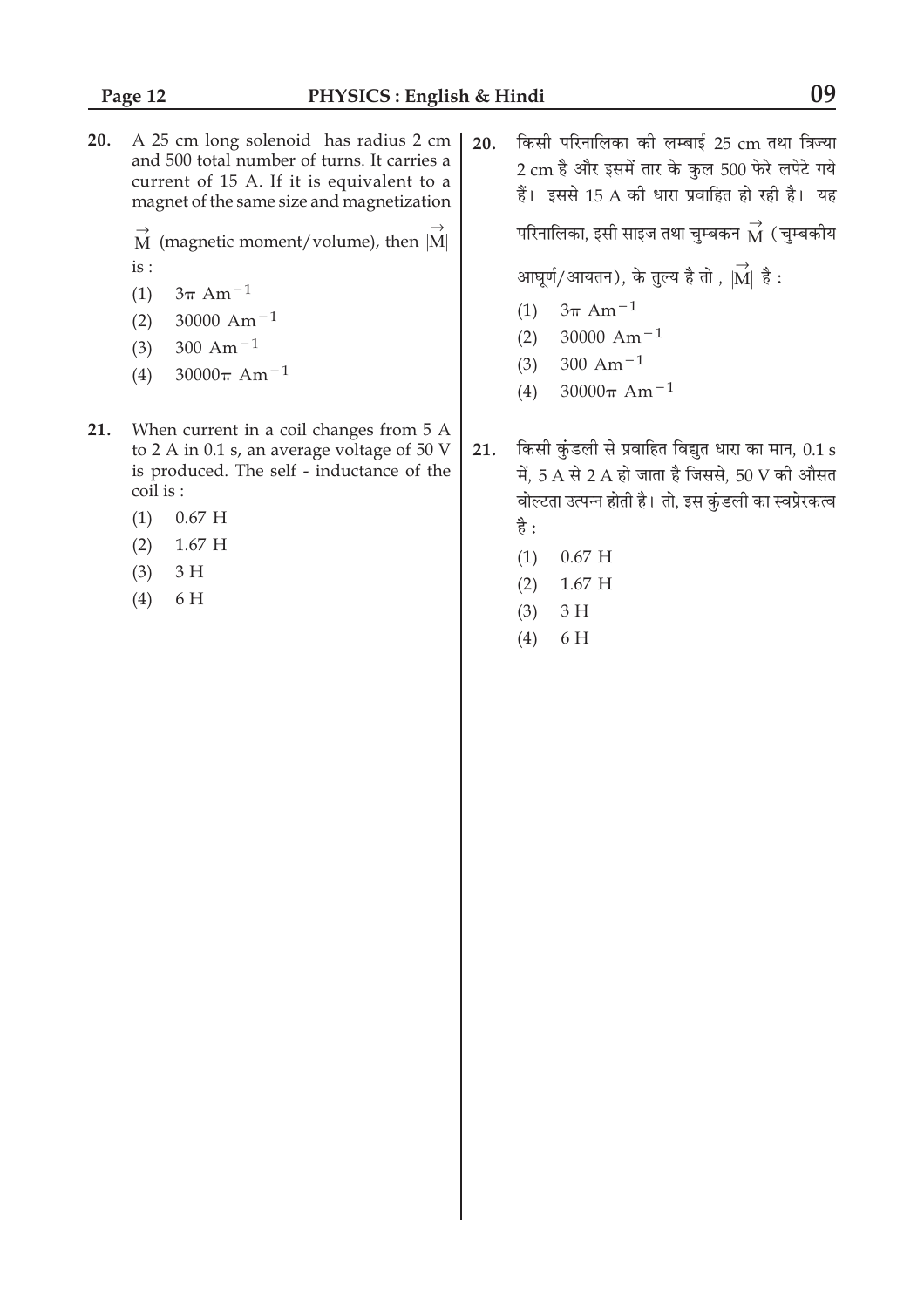20. A 25 cm long solenoid has radius 2 cm and 500 total number of turns. It carries a current of 15 A. If it is equivalent to a magnet of the same size and magnetization $\vec{M}$ (magnetic moment/volume), then $|\vec{M}|$ is :

(1) $3\pi\ Am^{-1}$

(2) $30000\ Am^{-1}$

(3) $300\ Am^{-1}$

(4) $30000\pi\ Am^{-1}$

21. When current in a coil changes from 5 A to 2 A in 0.1 s, an average voltage of 50 V is produced. The self - inductance of the coil is :

(1) 0.67 H

(2) 1.67 H

(3) 3 H

(4) 6 H

20. किसी परिनालिका की लम्बाई 25 cm तथा त्रिज्या 2 cm है और इसमें तार के कुल 500 फेरे लपेटे गये हैं। इससे 15 A की धारा प्रवाहित हो रही है। यह परिनालिका, इसी साइज तथा चुम्बकन $\vec{M}$ (चुम्बकीय आघूर्ण/आयतन), के तुल्य है तो , $|\vec{M}|$ है :

(1) $3\pi\ Am^{-1}$

(2) $30000\ Am^{-1}$

(3) $300\ Am^{-1}$

(4) $30000\pi\ Am^{-1}$

21. किसी कुंडली से प्रवाहित विद्युत धारा का मान, 0.1 s में, 5 A से 2 A हो जाता है जिससे, 50 V की औसत वोल्टता उत्पन्न होती है। तो, इस कुंडली का स्वप्रेरकत्व है :

(1) 0.67 H

(2) 1.67 H

(3) 3 H

(4) 6 H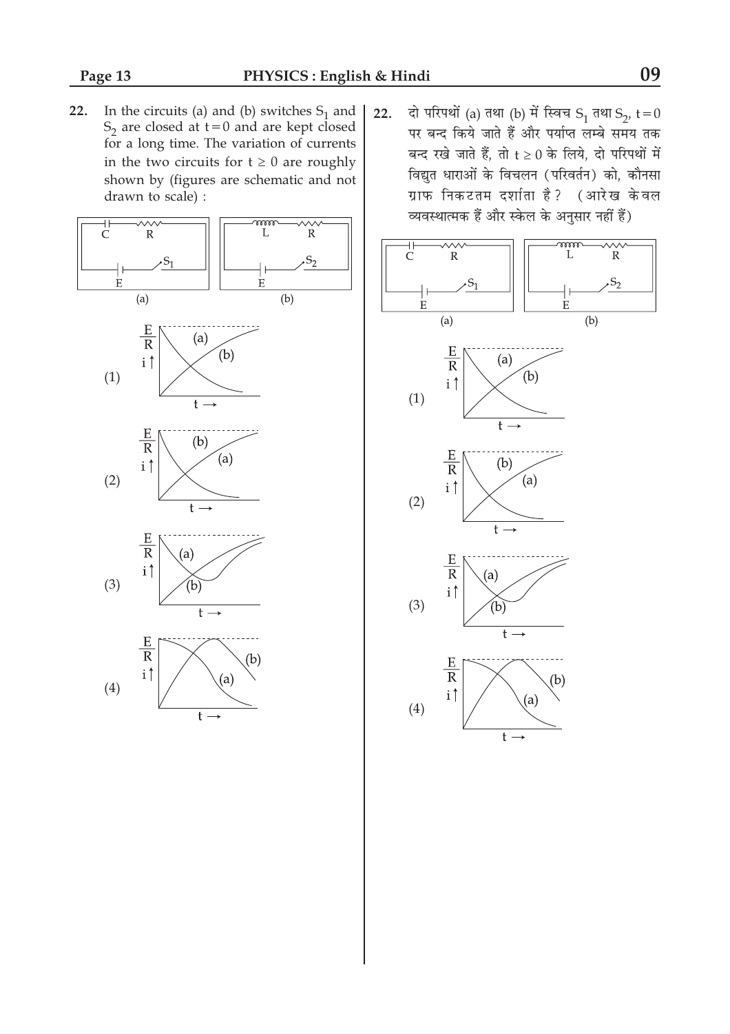**22.** In the circuits (a) and (b) switches $S_1$ and $S_2$ are closed at $t = 0$ and are kept closed for a long time. The variation of currents in the two circuits for $t \geq 0$ are roughly shown by (figures are schematic and not drawn to scale) :

(1)

(2)

(3)

(4)

**22.** दो परिपथों (a) तथा (b) में स्विच $S_1$ तथा $S_2$, $t = 0$ पर बन्द किये जाते हैं और पर्याप्त लम्बे समय तक बन्द रखे जाते हैं, तो $t \geq 0$ के लिये, दो परिपथों में विद्युत धाराओं के विचलन (परिवर्तन) को, कौनसा ग्राफ निकटतम दर्शाता है? (आरेख केवल व्यवस्थात्मक हैं और स्केल के अनुसार नहीं हैं)

(1)

(2)

(3)

(4)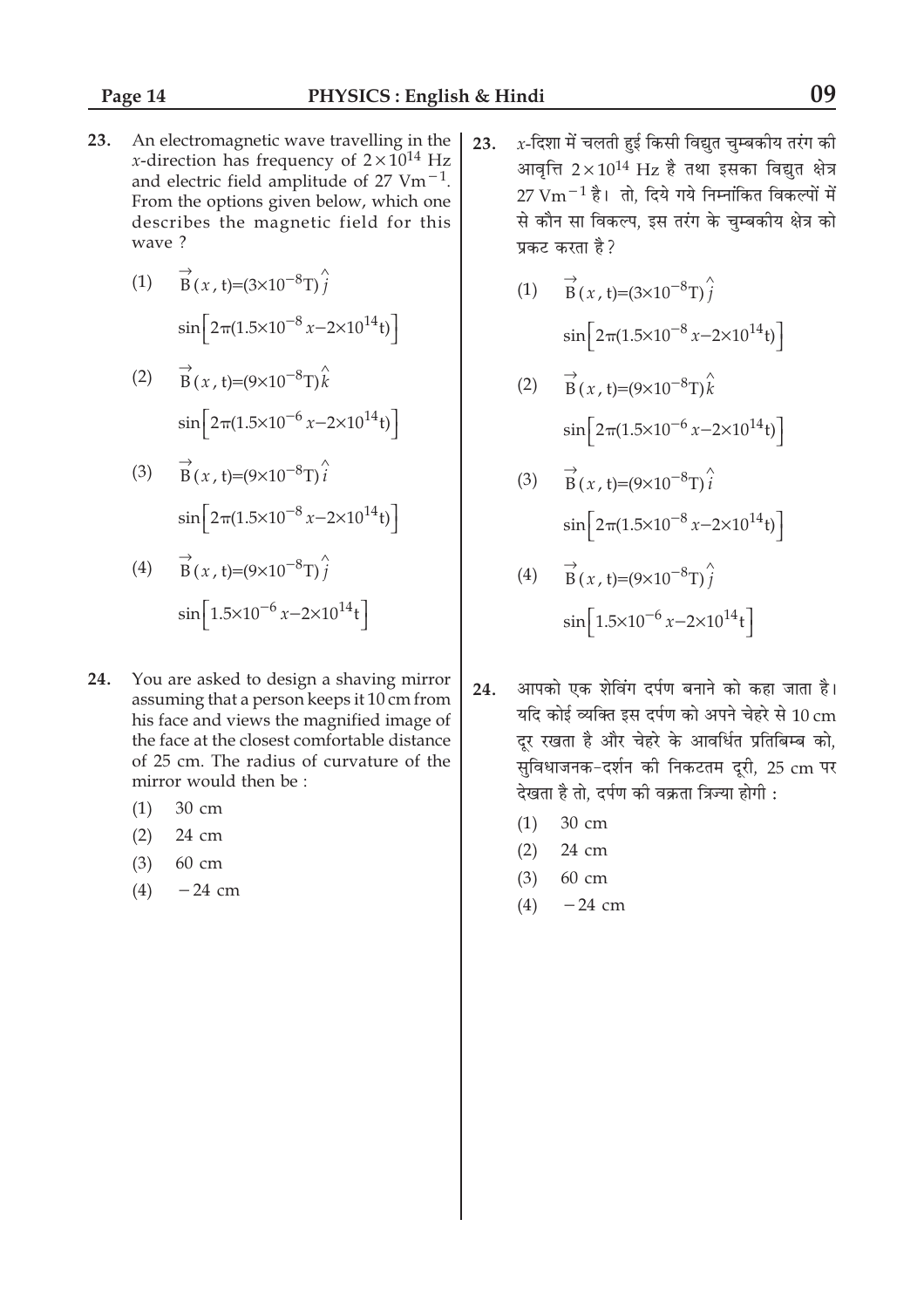23. An electromagnetic wave travelling in the $x$-direction has frequency of $2 \times 10^{14}$ Hz and electric field amplitude of $27 \text{ Vm}^{-1}$. From the options given below, which one describes the magnetic field for this wave ?

(1) $\vec{B}(x, t) = (3 \times 10^{-8} \text{T}) \hat{j}$ $\sin\left[2\pi(1.5 \times 10^{-8} x - 2 \times 10^{14} t)\right]$

(2) $\vec{B}(x, t) = (9 \times 10^{-8} \text{T}) \hat{k}$ $\sin\left[2\pi(1.5 \times 10^{-6} x - 2 \times 10^{14} t)\right]$

(3) $\vec{B}(x, t) = (9 \times 10^{-8} \text{T}) \hat{i}$ $\sin\left[2\pi(1.5 \times 10^{-8} x - 2 \times 10^{14} t)\right]$

(4) $\vec{B}(x, t) = (9 \times 10^{-8} \text{T}) \hat{j}$ $\sin\left[1.5 \times 10^{-6} x - 2 \times 10^{14} t\right]$

24. You are asked to design a shaving mirror assuming that a person keeps it 10 cm from his face and views the magnified image of the face at the closest comfortable distance of 25 cm. The radius of curvature of the mirror would then be :

(1) 30 cm

(2) 24 cm

(3) 60 cm

(4) $-24$ cm

23. $x$-दिशा में चलती हुई किसी विद्युत चुम्बकीय तरंग की आवृत्ति $2 \times 10^{14}$ Hz है तथा इसका विद्युत क्षेत्र $27 \text{ Vm}^{-1}$ है। तो, दिये गये निम्नांकित विकल्पों में से कौन सा विकल्प, इस तरंग के चुम्बकीय क्षेत्र को प्रकट करता है ?

(1) $\vec{B}(x, t) = (3 \times 10^{-8} \text{T}) \hat{j}$ $\sin\left[2\pi(1.5 \times 10^{-8} x - 2 \times 10^{14} t)\right]$

(2) $\vec{B}(x, t) = (9 \times 10^{-8} \text{T}) \hat{k}$ $\sin\left[2\pi(1.5 \times 10^{-6} x - 2 \times 10^{14} t)\right]$

(3) $\vec{B}(x, t) = (9 \times 10^{-8} \text{T}) \hat{i}$ $\sin\left[2\pi(1.5 \times 10^{-8} x - 2 \times 10^{14} t)\right]$

(4) $\vec{B}(x, t) = (9 \times 10^{-8} \text{T}) \hat{j}$ $\sin\left[1.5 \times 10^{-6} x - 2 \times 10^{14} t\right]$

24. आपको एक शेविंग दर्पण बनाने को कहा जाता है। यदि कोई व्यक्ति इस दर्पण को अपने चेहरे से 10 cm दूर रखता है और चेहरे के आवर्धित प्रतिबिम्ब को, सुविधाजनक-दर्शन की निकटतम दूरी, 25 cm पर देखता है तो, दर्पण की वक्रता त्रिज्या होगी :

(1) 30 cm

(2) 24 cm

(3) 60 cm

(4) $-24$ cm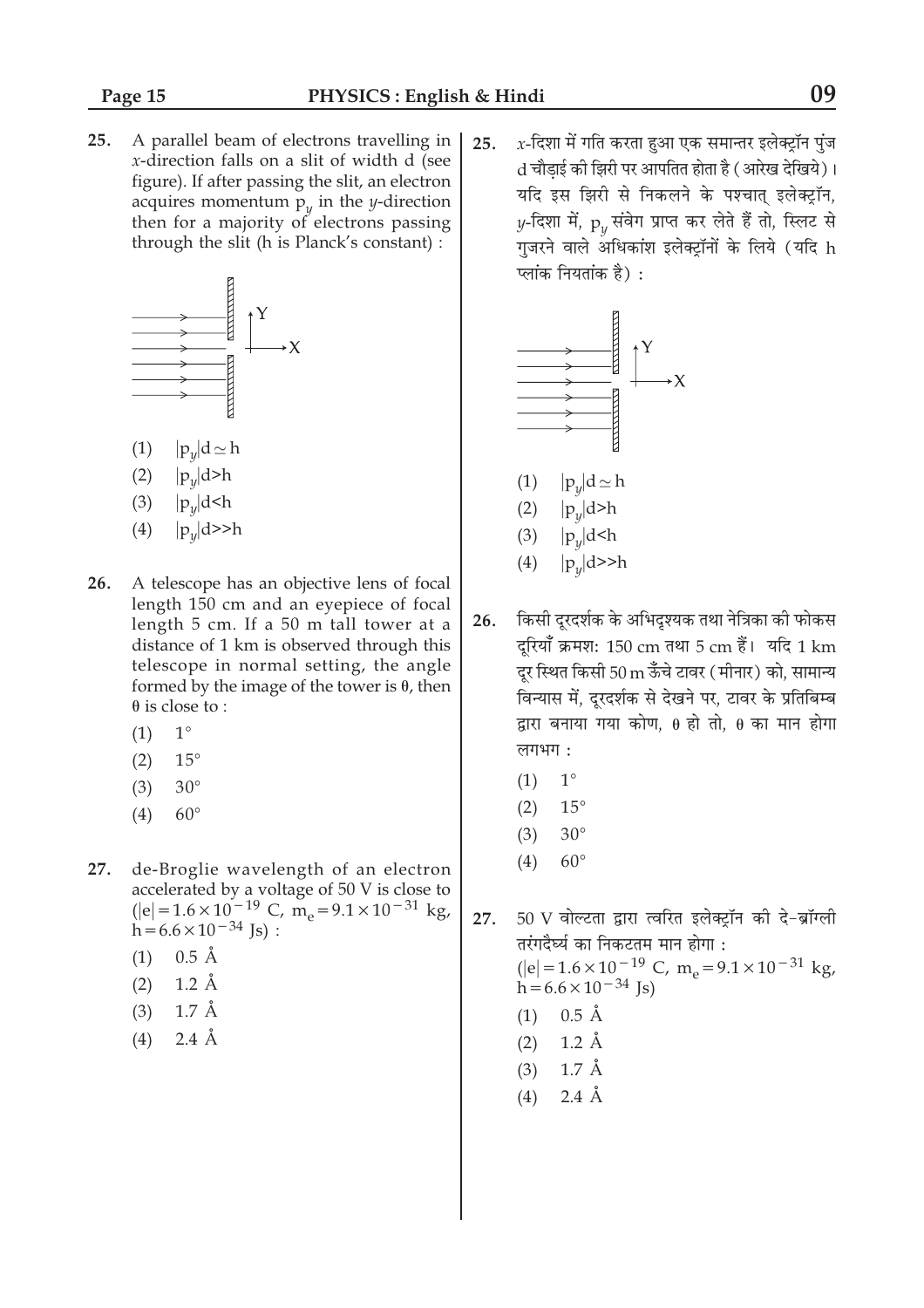25. A parallel beam of electrons travelling in $x$-direction falls on a slit of width d (see figure). If after passing the slit, an electron acquires momentum $p_y$ in the $y$-direction then for a majority of electrons passing through the slit (h is Planck's constant) :

(1) $|p_y|d \simeq h$

(2) $|p_y|d > h$

(3) $|p_y|d < h$

(4) $|p_y|d >> h$

26. A telescope has an objective lens of focal length 150 cm and an eyepiece of focal length 5 cm. If a 50 m tall tower at a distance of 1 km is observed through this telescope in normal setting, the angle formed by the image of the tower is $\theta$, then $\theta$ is close to :

(1) $1°$

(2) $15°$

(3) $30°$

(4) $60°$

27. de-Broglie wavelength of an electron accelerated by a voltage of 50 V is close to ($|e| = 1.6 \times 10^{-19}$ C, $m_e = 9.1 \times 10^{-31}$ kg, $h = 6.6 \times 10^{-34}$ Js) :

(1) 0.5 Å

(2) 1.2 Å

(3) 1.7 Å

(4) 2.4 Å

25. $x$-दिशा में गति करता हुआ एक समान्तर इलेक्ट्रॉन पुंज d चौड़ाई की झिरी पर आपतित होता है (आरेख देखिये)। यदि इस झिरी से निकलने के पश्चात् इलेक्ट्रॉन, $y$-दिशा में, $p_y$ संवेग प्राप्त कर लेते हैं तो, स्लिट से गुजरने वाले अधिकांश इलेक्ट्रॉनों के लिये (यदि h प्लांक नियतांक है) :

(1) $|p_y|d \simeq h$

(2) $|p_y|d > h$

(3) $|p_y|d < h$

(4) $|p_y|d >> h$

26. किसी दूरदर्शक के अभिदृश्यक तथा नेत्रिका की फोकस दूरियाँ क्रमश: 150 cm तथा 5 cm हैं। यदि 1 km दूर स्थित किसी 50 m ऊँचे टावर (मीनार) को, सामान्य विन्यास में, दूरदर्शक से देखने पर, टावर के प्रतिबिम्ब द्वारा बनाया गया कोण, $\theta$ हो तो, $\theta$ का मान होगा लगभग :

(1) $1°$

(2) $15°$

(3) $30°$

(4) $60°$

27. 50 V वोल्टता द्वारा त्वरित इलेक्ट्रॉन की दे-ब्रॉग्ली तरंगदैर्घ्य का निकटतम मान होगा :
($|e| = 1.6 \times 10^{-19}$ C, $m_e = 9.1 \times 10^{-31}$ kg, $h = 6.6 \times 10^{-34}$ Js)

(1) 0.5 Å

(2) 1.2 Å

(3) 1.7 Å

(4) 2.4 Å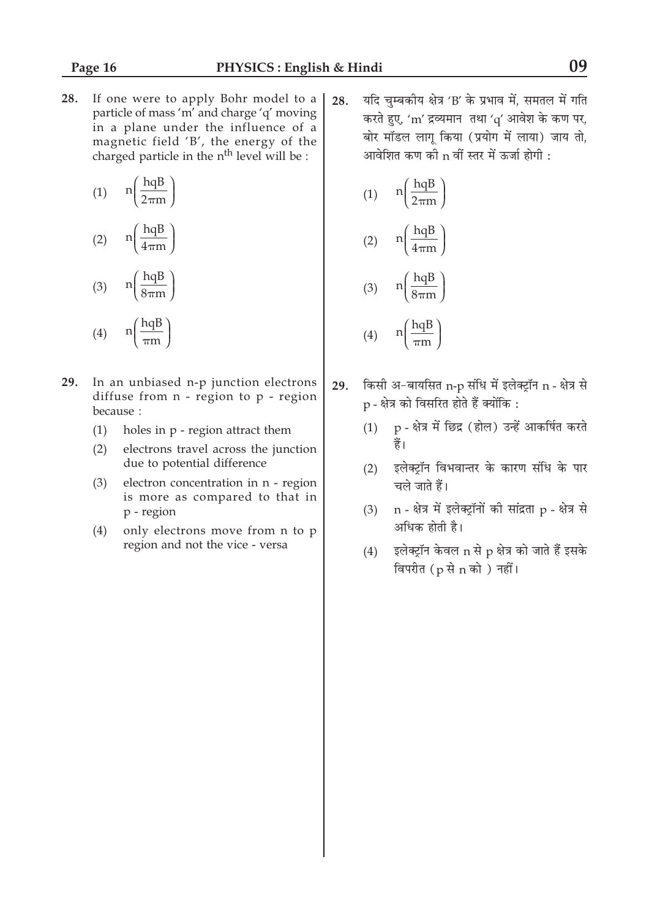28. If one were to apply Bohr model to a particle of mass 'm' and charge 'q' moving in a plane under the influence of a magnetic field 'B', the energy of the charged particle in the $n^{th}$ level will be :

(1) $n\left(\frac{hqB}{2\pi m}\right)$

(2) $n\left(\frac{hqB}{4\pi m}\right)$

(3) $n\left(\frac{hqB}{8\pi m}\right)$

(4) $n\left(\frac{hqB}{\pi m}\right)$

28. यदि चुम्बकीय क्षेत्र 'B' के प्रभाव में, समतल में गति करते हुए, 'm' द्रव्यमान तथा 'q' आवेश के कण पर, बोर मॉडल लागू किया (प्रयोग में लाया) जाय तो, आवेशित कण की n वीं स्तर में ऊर्जा होगी :

(1) $n\left(\frac{hqB}{2\pi m}\right)$

(2) $n\left(\frac{hqB}{4\pi m}\right)$

(3) $n\left(\frac{hqB}{8\pi m}\right)$

(4) $n\left(\frac{hqB}{\pi m}\right)$

29. In an unbiased n-p junction electrons diffuse from n - region to p - region because :

(1) holes in p - region attract them

(2) electrons travel across the junction due to potential difference

(3) electron concentration in n - region is more as compared to that in p - region

(4) only electrons move from n to p region and not the vice - versa

29. किसी अ-बायसित n-p संधि में इलेक्ट्रॉन n - क्षेत्र से p - क्षेत्र को विसरित होते हैं क्योंकि :

(1) p - क्षेत्र में छिद्र (होल) उन्हें आकर्षित करते हैं।

(2) इलेक्ट्रॉन विभवान्तर के कारण संधि के पार चले जाते हैं।

(3) n - क्षेत्र में इलेक्ट्रॉनों की सांद्रता p - क्षेत्र से अधिक होती है।

(4) इलेक्ट्रॉन केवल n से p क्षेत्र को जाते हैं इसके विपरीत (p से n को ) नहीं।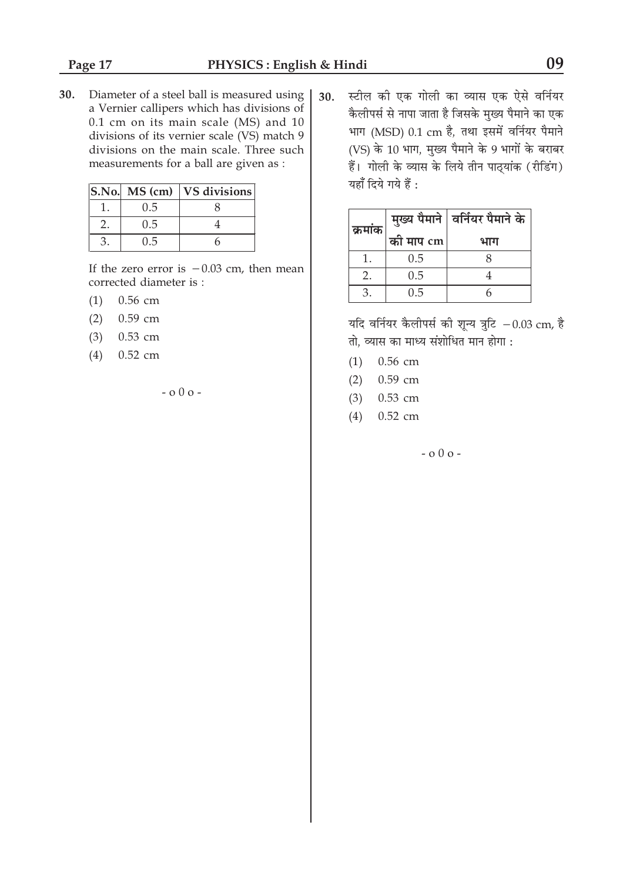30. Diameter of a steel ball is measured using a Vernier callipers which has divisions of 0.1 cm on its main scale (MS) and 10 divisions of its vernier scale (VS) match 9 divisions on the main scale. Three such measurements for a ball are given as :

| S.No. | MS (cm) | VS divisions |
|---|---|---|
| 1. | 0.5 | 8 |
| 2. | 0.5 | 4 |
| 3. | 0.5 | 6 |

If the zero error is $-0.03$ cm, then mean corrected diameter is :

(1) 0.56 cm

(2) 0.59 cm

(3) 0.53 cm

(4) 0.52 cm

- o 0 o -

30. स्टील की एक गोली का व्यास एक ऐसे वर्नियर कैलीपर्स से नापा जाता है जिसके मुख्य पैमाने का एक भाग (MSD) 0.1 cm है, तथा इसमें वर्नियर पैमाने (VS) के 10 भाग, मुख्य पैमाने के 9 भागों के बराबर हैं। गोली के व्यास के लिये तीन पाठ्यांक (रीडिंग) यहाँ दिये गये हैं :

| क्रमांक | मुख्य पैमाने की माप cm | वर्नियर पैमाने के भाग |
|---|---|---|
| 1. | 0.5 | 8 |
| 2. | 0.5 | 4 |
| 3. | 0.5 | 6 |

यदि वर्नियर कैलीपर्स की शून्य त्रुटि $-0.03$ cm, है तो, व्यास का माध्य संशोधित मान होगा :

(1) 0.56 cm

(2) 0.59 cm

(3) 0.53 cm

(4) 0.52 cm

- o 0 o -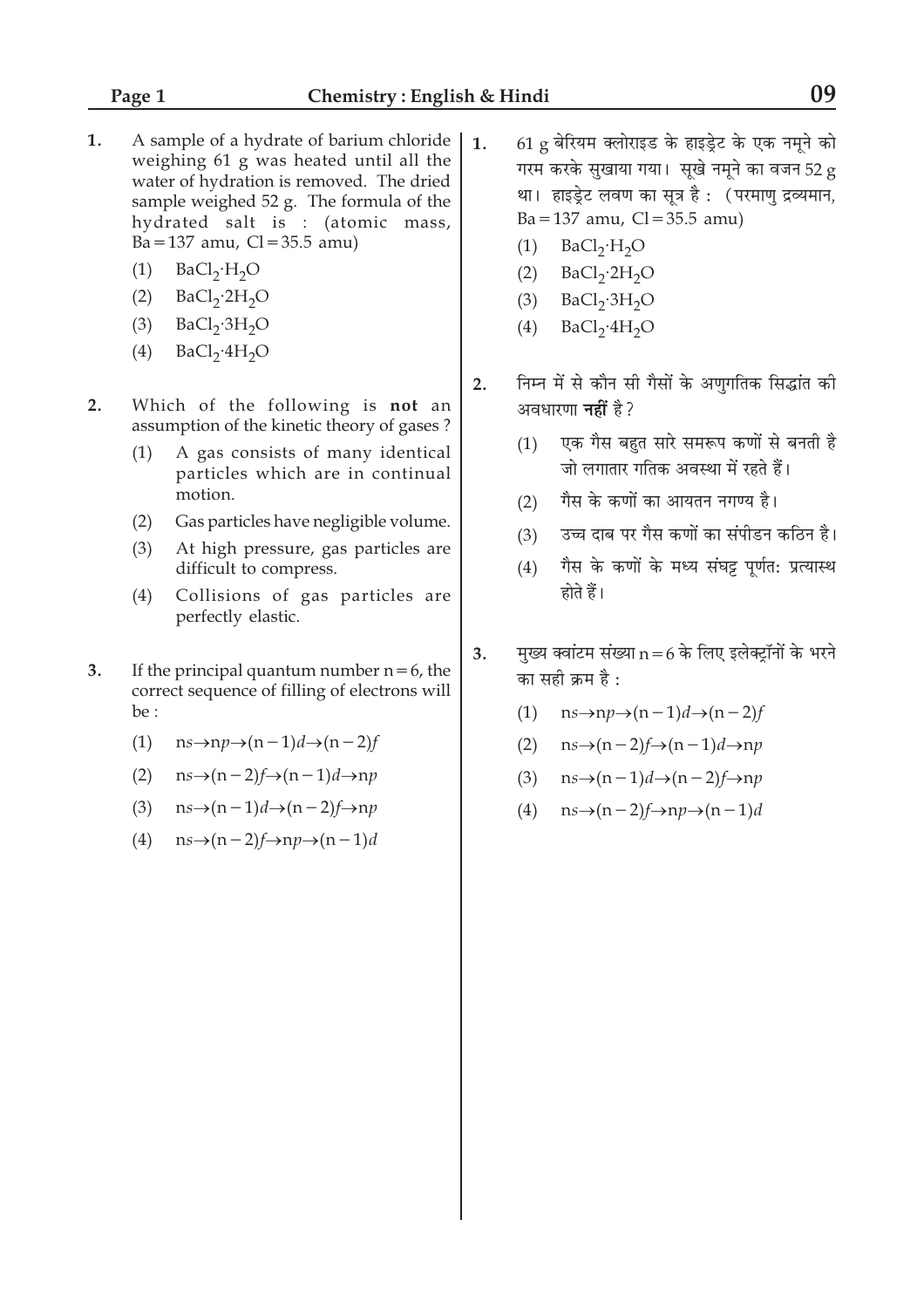1. A sample of a hydrate of barium chloride weighing 61 g was heated until all the water of hydration is removed. The dried sample weighed 52 g. The formula of the hydrated salt is : (atomic mass, Ba = 137 amu, Cl = 35.5 amu)

   (1) $BaCl_2 \cdot H_2O$

   (2) $BaCl_2 \cdot 2H_2O$

   (3) $BaCl_2 \cdot 3H_2O$

   (4) $BaCl_2 \cdot 4H_2O$

2. Which of the following is **not** an assumption of the kinetic theory of gases ?

   (1) A gas consists of many identical particles which are in continual motion.

   (2) Gas particles have negligible volume.

   (3) At high pressure, gas particles are difficult to compress.

   (4) Collisions of gas particles are perfectly elastic.

3. If the principal quantum number n = 6, the correct sequence of filling of electrons will be :

   (1) $ns \rightarrow np \rightarrow (n-1)d \rightarrow (n-2)f$

   (2) $ns \rightarrow (n-2)f \rightarrow (n-1)d \rightarrow np$

   (3) $ns \rightarrow (n-1)d \rightarrow (n-2)f \rightarrow np$

   (4) $ns \rightarrow (n-2)f \rightarrow np \rightarrow (n-1)d$

1. 61 g बेरियम क्लोराइड के हाइड्रेट के एक नमूने को गरम करके सुखाया गया। सूखे नमूने का वजन 52 g था। हाइड्रेट लवण का सूत्र है : (परमाणु द्रव्यमान, Ba = 137 amu, Cl = 35.5 amu)

   (1) $BaCl_2 \cdot H_2O$

   (2) $BaCl_2 \cdot 2H_2O$

   (3) $BaCl_2 \cdot 3H_2O$

   (4) $BaCl_2 \cdot 4H_2O$

2. निम्न में से कौन सी गैसों के अणुगतिक सिद्धांत की अवधारणा **नहीं** है ?

   (1) एक गैस बहुत सारे समरूप कणों से बनती है जो लगातार गतिक अवस्था में रहते हैं।

   (2) गैस के कणों का आयतन नगण्य है।

   (3) उच्च दाब पर गैस कणों का संपीडन कठिन है।

   (4) गैस के कणों के मध्य संघट्ट पूर्णतः प्रत्यास्थ होते हैं।

3. मुख्य क्वांटम संख्या n = 6 के लिए इलेक्ट्रॉनों के भरने का सही क्रम है :

   (1) $ns \rightarrow np \rightarrow (n-1)d \rightarrow (n-2)f$

   (2) $ns \rightarrow (n-2)f \rightarrow (n-1)d \rightarrow np$

   (3) $ns \rightarrow (n-1)d \rightarrow (n-2)f \rightarrow np$

   (4) $ns \rightarrow (n-2)f \rightarrow np \rightarrow (n-1)d$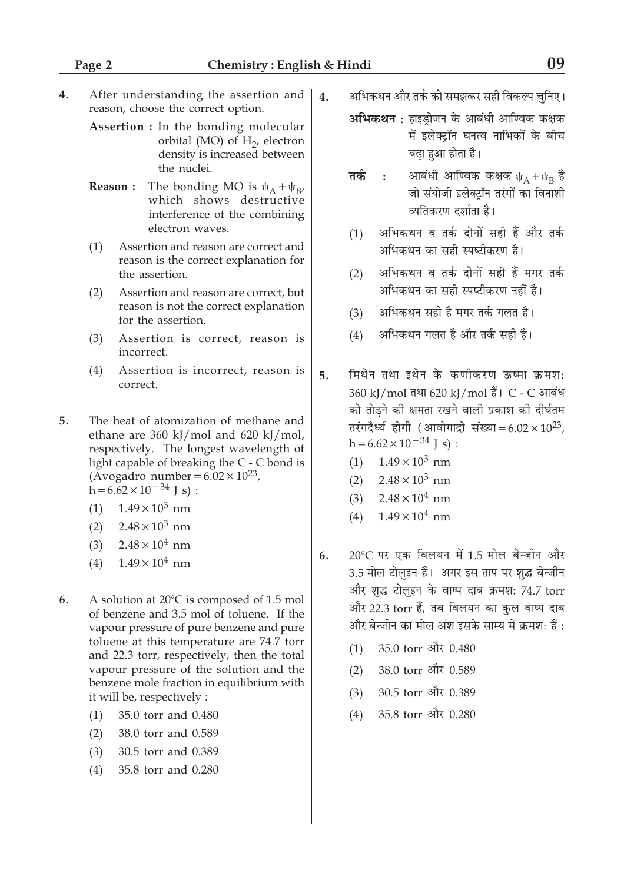4. After understanding the assertion and reason, choose the correct option.

   **Assertion :** In the bonding molecular orbital (MO) of $H_2$, electron density is increased between the nuclei.

   **Reason :** The bonding MO is $\psi_A + \psi_B$, which shows destructive interference of the combining electron waves.

   (1) Assertion and reason are correct and reason is the correct explanation for the assertion.

   (2) Assertion and reason are correct, but reason is not the correct explanation for the assertion.

   (3) Assertion is correct, reason is incorrect.

   (4) Assertion is incorrect, reason is correct.

5. The heat of atomization of methane and ethane are 360 kJ/mol and 620 kJ/mol, respectively. The longest wavelength of light capable of breaking the C - C bond is (Avogadro number $= 6.02 \times 10^{23}$, $h = 6.62 \times 10^{-34}$ J s) :

   (1) $1.49 \times 10^3$ nm

   (2) $2.48 \times 10^3$ nm

   (3) $2.48 \times 10^4$ nm

   (4) $1.49 \times 10^4$ nm

6. A solution at 20°C is composed of 1.5 mol of benzene and 3.5 mol of toluene. If the vapour pressure of pure benzene and pure toluene at this temperature are 74.7 torr and 22.3 torr, respectively, then the total vapour pressure of the solution and the benzene mole fraction in equilibrium with it will be, respectively :

   (1) 35.0 torr and 0.480

   (2) 38.0 torr and 0.589

   (3) 30.5 torr and 0.389

   (4) 35.8 torr and 0.280

4. अभिकथन और तर्क को समझकर सही विकल्प चुनिए।

   **अभिकथन :** हाइड्रोजन के आबंधी आण्विक कक्षक में इलेक्ट्रॉन घनत्व नाभिकों के बीच बढ़ा हुआ होता है।

   **तर्क :** आबंधी आण्विक कक्षक $\psi_A + \psi_B$ है जो संयोजी इलेक्ट्रॉन तरंगों का विनाशी व्यतिकरण दर्शाता है।

   (1) अभिकथन व तर्क दोनों सही हैं और तर्क अभिकथन का सही स्पष्टीकरण है।

   (2) अभिकथन व तर्क दोनों सही हैं मगर तर्क अभिकथन का सही स्पष्टीकरण नहीं है।

   (3) अभिकथन सही है मगर तर्क गलत है।

   (4) अभिकथन गलत है और तर्क सही है।

5. मिथेन तथा इथेन के कणीकरण ऊष्मा क्रमशः 360 kJ/mol तथा 620 kJ/mol हैं। C - C आबंध को तोड़ने की क्षमता रखने वाली प्रकाश की दीर्घतम तरंगदैर्ध्य होगी (आवोगाद्रो संख्या $= 6.02 \times 10^{23}$, $h = 6.62 \times 10^{-34}$ J s) :

   (1) $1.49 \times 10^3$ nm

   (2) $2.48 \times 10^3$ nm

   (3) $2.48 \times 10^4$ nm

   (4) $1.49 \times 10^4$ nm

6. 20°C पर एक विलयन में 1.5 मोल बेन्जीन और 3.5 मोल टोलुइन हैं। अगर इस ताप पर शुद्ध बेन्जीन और शुद्ध टोलुइन के वाष्प दाब क्रमशः 74.7 torr और 22.3 torr हैं, तब विलयन का कुल वाष्प दाब और बेन्जीन का मोल अंश इसके साम्य में क्रमशः हैं :

   (1) 35.0 torr और 0.480

   (2) 38.0 torr और 0.589

   (3) 30.5 torr और 0.389

   (4) 35.8 torr और 0.280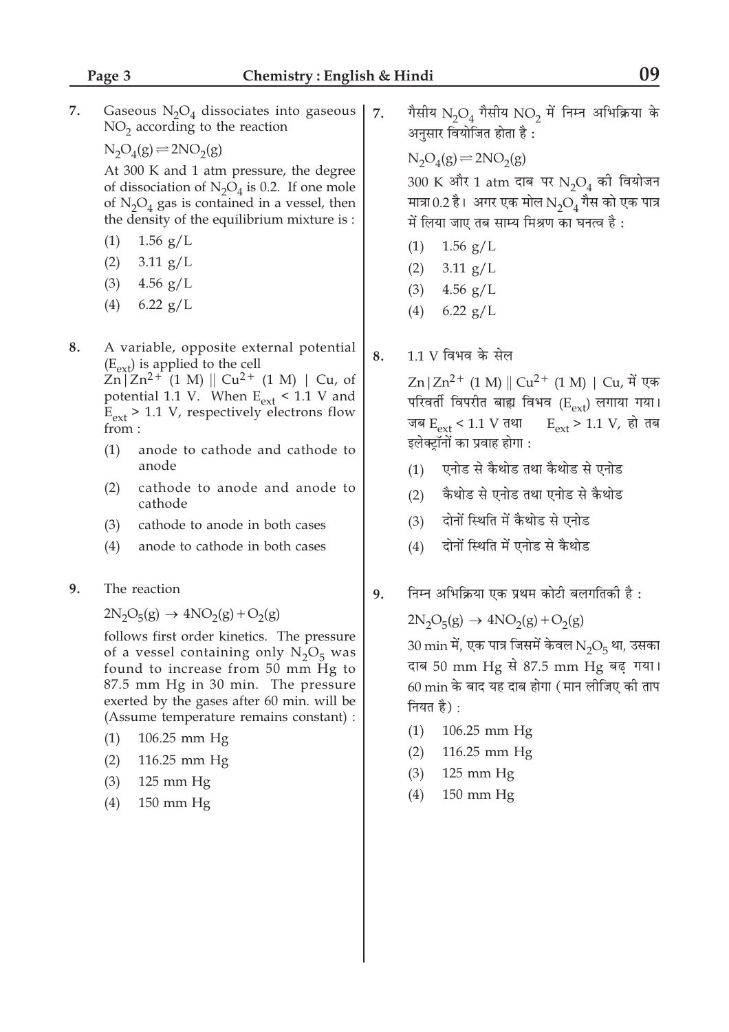7. Gaseous $N_2O_4$ dissociates into gaseous $NO_2$ according to the reaction

$N_2O_4(g) \rightleftharpoons 2NO_2(g)$

At 300 K and 1 atm pressure, the degree of dissociation of $N_2O_4$ is 0.2. If one mole of $N_2O_4$ gas is contained in a vessel, then the density of the equilibrium mixture is :

(1) 1.56 g/L
(2) 3.11 g/L
(3) 4.56 g/L
(4) 6.22 g/L

8. A variable, opposite external potential ($E_{ext}$) is applied to the cell $Zn|Zn^{2+}$ (1 M) || $Cu^{2+}$ (1 M) | Cu, of potential 1.1 V. When $E_{ext}$ < 1.1 V and $E_{ext}$ > 1.1 V, respectively electrons flow from :

(1) anode to cathode and cathode to anode
(2) cathode to anode and anode to cathode
(3) cathode to anode in both cases
(4) anode to cathode in both cases

9. The reaction

$2N_2O_5(g) \rightarrow 4NO_2(g) + O_2(g)$

follows first order kinetics. The pressure of a vessel containing only $N_2O_5$ was found to increase from 50 mm Hg to 87.5 mm Hg in 30 min. The pressure exerted by the gases after 60 min. will be (Assume temperature remains constant) :

(1) 106.25 mm Hg
(2) 116.25 mm Hg
(3) 125 mm Hg
(4) 150 mm Hg

7. गैसीय $N_2O_4$ गैसीय $NO_2$ में निम्न अभिक्रिया के अनुसार वियोजित होता है :

$N_2O_4(g) \rightleftharpoons 2NO_2(g)$

300 K और 1 atm दाब पर $N_2O_4$ की वियोजन मात्रा 0.2 है। अगर एक मोल $N_2O_4$ गैस को एक पात्र में लिया जाए तब साम्य मिश्रण का घनत्व है :

(1) 1.56 g/L
(2) 3.11 g/L
(3) 4.56 g/L
(4) 6.22 g/L

8. 1.1 V विभव के सेल

$Zn|Zn^{2+}$ (1 M) || $Cu^{2+}$ (1 M) | Cu, में एक परिवर्ती विपरीत बाह्य विभव ($E_{ext}$) लगाया गया। जब $E_{ext}$ < 1.1 V तथा $E_{ext}$ > 1.1 V, हो तब इलेक्ट्रॉनों का प्रवाह होगा :

(1) एनोड से कैथोड तथा कैथोड से एनोड
(2) कैथोड से एनोड तथा एनोड से कैथोड
(3) दोनों स्थिति में कैथोड से एनोड
(4) दोनों स्थिति में एनोड से कैथोड

9. निम्न अभिक्रिया एक प्रथम कोटी बलगतिकी है :

$2N_2O_5(g) \rightarrow 4NO_2(g) + O_2(g)$

30 min में, एक पात्र जिसमें केवल $N_2O_5$ था, उसका दाब 50 mm Hg से 87.5 mm Hg बढ़ गया। 60 min के बाद यह दाब होगा (मान लीजिए की ताप नियत है) :

(1) 106.25 mm Hg
(2) 116.25 mm Hg
(3) 125 mm Hg
(4) 150 mm Hg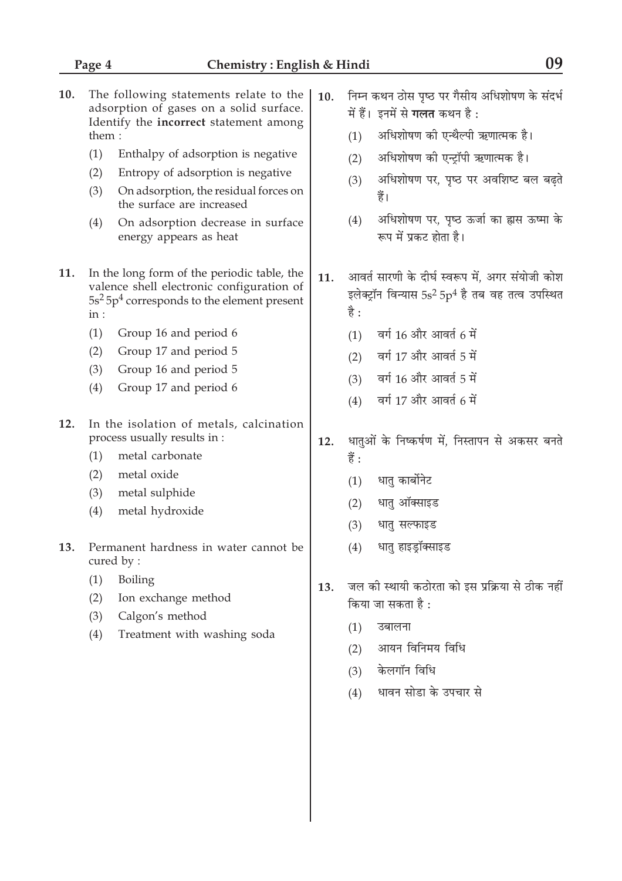10. The following statements relate to the adsorption of gases on a solid surface. Identify the **incorrect** statement among them :

    (1) Enthalpy of adsorption is negative
    (2) Entropy of adsorption is negative
    (3) On adsorption, the residual forces on the surface are increased
    (4) On adsorption decrease in surface energy appears as heat

11. In the long form of the periodic table, the valence shell electronic configuration of $5s^2 5p^4$ corresponds to the element present in :

    (1) Group 16 and period 6
    (2) Group 17 and period 5
    (3) Group 16 and period 5
    (4) Group 17 and period 6

12. In the isolation of metals, calcination process usually results in :

    (1) metal carbonate
    (2) metal oxide
    (3) metal sulphide
    (4) metal hydroxide

13. Permanent hardness in water cannot be cured by :

    (1) Boiling
    (2) Ion exchange method
    (3) Calgon's method
    (4) Treatment with washing soda

10. निम्न कथन ठोस पृष्ठ पर गैसीय अधिशोषण के संदर्भ में हैं। इनमें से **गलत** कथन है :

    (1) अधिशोषण की एन्थैल्पी ऋणात्मक है।
    (2) अधिशोषण की एन्ट्रॉपी ऋणात्मक है।
    (3) अधिशोषण पर, पृष्ठ पर अवशिष्ट बल बढ़ते हैं।
    (4) अधिशोषण पर, पृष्ठ ऊर्जा का ह्रास ऊष्मा के रूप में प्रकट होता है।

11. आवर्त सारणी के दीर्घ स्वरूप में, अगर संयोजी कोश इलेक्ट्रॉन विन्यास $5s^2 5p^4$ है तब वह तत्व उपस्थित है :

    (1) वर्ग 16 और आवर्त 6 में
    (2) वर्ग 17 और आवर्त 5 में
    (3) वर्ग 16 और आवर्त 5 में
    (4) वर्ग 17 और आवर्त 6 में

12. धातुओं के निष्कर्षण में, निस्तापन से अकसर बनते हैं :

    (1) धातु कार्बोनेट
    (2) धातु ऑक्साइड
    (3) धातु सल्फाइड
    (4) धातु हाइड्रॉक्साइड

13. जल की स्थायी कठोरता को इस प्रक्रिया से ठीक नहीं किया जा सकता है :

    (1) उबालना
    (2) आयन विनिमय विधि
    (3) केलगॉन विधि
    (4) धावन सोडा के उपचार से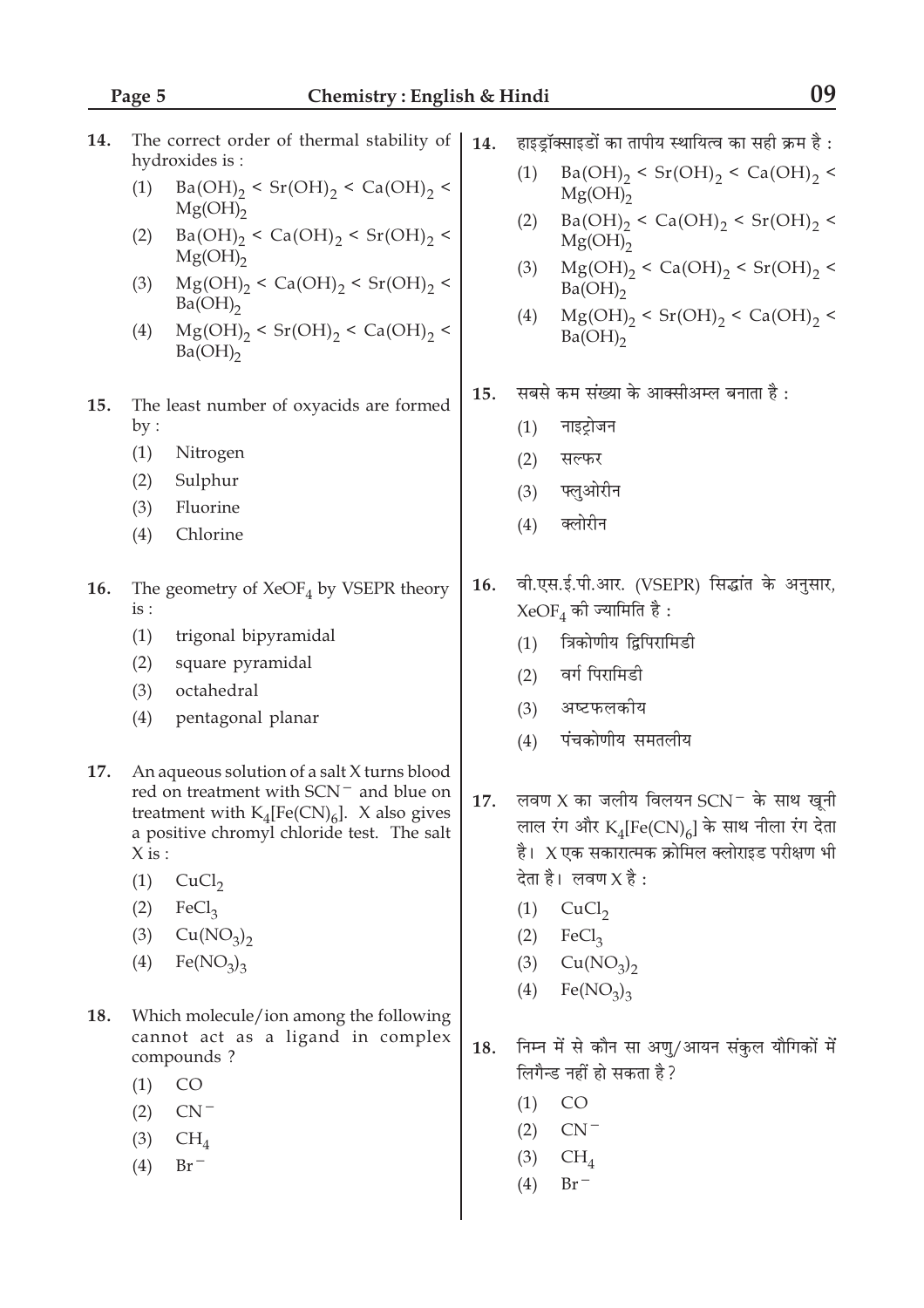14. The correct order of thermal stability of hydroxides is :

 (1) $Ba(OH)_2 < Sr(OH)_2 < Ca(OH)_2 < Mg(OH)_2$
 (2) $Ba(OH)_2 < Ca(OH)_2 < Sr(OH)_2 < Mg(OH)_2$
 (3) $Mg(OH)_2 < Ca(OH)_2 < Sr(OH)_2 < Ba(OH)_2$
 (4) $Mg(OH)_2 < Sr(OH)_2 < Ca(OH)_2 < Ba(OH)_2$

15. The least number of oxyacids are formed by :

 (1) Nitrogen
 (2) Sulphur
 (3) Fluorine
 (4) Chlorine

16. The geometry of $XeOF_4$ by VSEPR theory is :

 (1) trigonal bipyramidal
 (2) square pyramidal
 (3) octahedral
 (4) pentagonal planar

17. An aqueous solution of a salt X turns blood red on treatment with $SCN^-$ and blue on treatment with $K_4[Fe(CN)_6]$. X also gives a positive chromyl chloride test. The salt X is :

 (1) $CuCl_2$
 (2) $FeCl_3$
 (3) $Cu(NO_3)_2$
 (4) $Fe(NO_3)_3$

18. Which molecule/ion among the following cannot act as a ligand in complex compounds ?

 (1) CO
 (2) $CN^-$
 (3) $CH_4$
 (4) $Br^-$

14. हाइड्रॉक्साइडों का तापीय स्थायित्व का सही क्रम है :

 (1) $Ba(OH)_2 < Sr(OH)_2 < Ca(OH)_2 < Mg(OH)_2$
 (2) $Ba(OH)_2 < Ca(OH)_2 < Sr(OH)_2 < Mg(OH)_2$
 (3) $Mg(OH)_2 < Ca(OH)_2 < Sr(OH)_2 < Ba(OH)_2$
 (4) $Mg(OH)_2 < Sr(OH)_2 < Ca(OH)_2 < Ba(OH)_2$

15. सबसे कम संख्या के आक्सीअम्ल बनाता है :

 (1) नाइट्रोजन
 (2) सल्फर
 (3) फ्लुओरीन
 (4) क्लोरीन

16. वी.एस.ई.पी.आर. (VSEPR) सिद्धांत के अनुसार, $XeOF_4$ की ज्यामिति है :

 (1) त्रिकोणीय द्विपिरामिडी
 (2) वर्ग पिरामिडी
 (3) अष्टफलकीय
 (4) पंचकोणीय समतलीय

17. लवण X का जलीय विलयन $SCN^-$ के साथ खूनी लाल रंग और $K_4[Fe(CN)_6]$ के साथ नीला रंग देता है। X एक सकारात्मक क्रोमिल क्लोराइड परीक्षण भी देता है। लवण X है :

 (1) $CuCl_2$
 (2) $FeCl_3$
 (3) $Cu(NO_3)_2$
 (4) $Fe(NO_3)_3$

18. निम्न में से कौन सा अणु/आयन संकुल यौगिकों में लिगैन्ड नहीं हो सकता है ?

 (1) CO
 (2) $CN^-$
 (3) $CH_4$
 (4) $Br^-$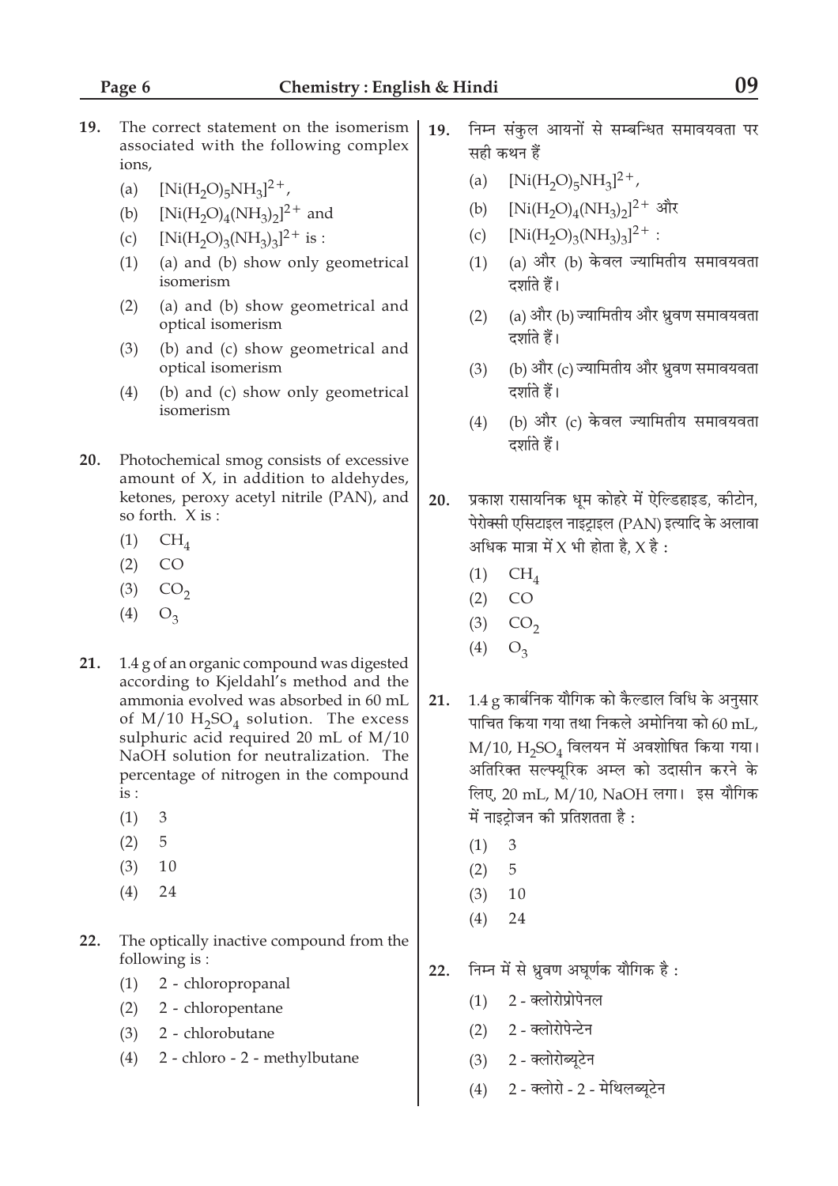19. The correct statement on the isomerism associated with the following complex ions,

    (a) $[Ni(H_2O)_5NH_3]^{2+}$,

    (b) $[Ni(H_2O)_4(NH_3)_2]^{2+}$ and

    (c) $[Ni(H_2O)_3(NH_3)_3]^{2+}$ is :

    (1) (a) and (b) show only geometrical isomerism

    (2) (a) and (b) show geometrical and optical isomerism

    (3) (b) and (c) show geometrical and optical isomerism

    (4) (b) and (c) show only geometrical isomerism

19. निम्न संकुल आयनों से सम्बन्धित समावयवता पर सही कथन हैं

    (a) $[Ni(H_2O)_5NH_3]^{2+}$,

    (b) $[Ni(H_2O)_4(NH_3)_2]^{2+}$ और

    (c) $[Ni(H_2O)_3(NH_3)_3]^{2+}$ :

    (1) (a) और (b) केवल ज्यामितीय समावयवता दर्शाते हैं।

    (2) (a) और (b) ज्यामितीय और ध्रुवण समावयवता दर्शाते हैं।

    (3) (b) और (c) ज्यामितीय और ध्रुवण समावयवता दर्शाते हैं।

    (4) (b) और (c) केवल ज्यामितीय समावयवता दर्शाते हैं।

20. Photochemical smog consists of excessive amount of X, in addition to aldehydes, ketones, peroxy acetyl nitrile (PAN), and so forth. X is :

    (1) $CH_4$

    (2) $CO$

    (3) $CO_2$

    (4) $O_3$

20. प्रकाश रासायनिक धूम कोहरे में ऐल्डिहाइड, कीटोन, पेरोक्सी एसिटाइल नाइट्राइल (PAN) इत्यादि के अलावा अधिक मात्रा में X भी होता है, X है :

    (1) $CH_4$

    (2) $CO$

    (3) $CO_2$

    (4) $O_3$

21. 1.4 g of an organic compound was digested according to Kjeldahl's method and the ammonia evolved was absorbed in 60 mL of M/10 $H_2SO_4$ solution. The excess sulphuric acid required 20 mL of M/10 NaOH solution for neutralization. The percentage of nitrogen in the compound is :

    (1) 3

    (2) 5

    (3) 10

    (4) 24

21. 1.4 g कार्बनिक यौगिक को कैल्डाल विधि के अनुसार पाचित किया गया तथा निकले अमोनिया को 60 mL, M/10, $H_2SO_4$ विलयन में अवशोषित किया गया। अतिरिक्त सल्फ्यूरिक अम्ल को उदासीन करने के लिए, 20 mL, M/10, NaOH लगा। इस यौगिक में नाइट्रोजन की प्रतिशतता है :

    (1) 3

    (2) 5

    (3) 10

    (4) 24

22. The optically inactive compound from the following is :

    (1) 2 - chloropropanal

    (2) 2 - chloropentane

    (3) 2 - chlorobutane

    (4) 2 - chloro - 2 - methylbutane

22. निम्न में से ध्रुवण अघूर्णक यौगिक है :

    (1) 2 - क्लोरोप्रोपेनल

    (2) 2 - क्लोरोपेन्टेन

    (3) 2 - क्लोरोब्यूटेन

    (4) 2 - क्लोरो - 2 - मेथिलब्यूटेन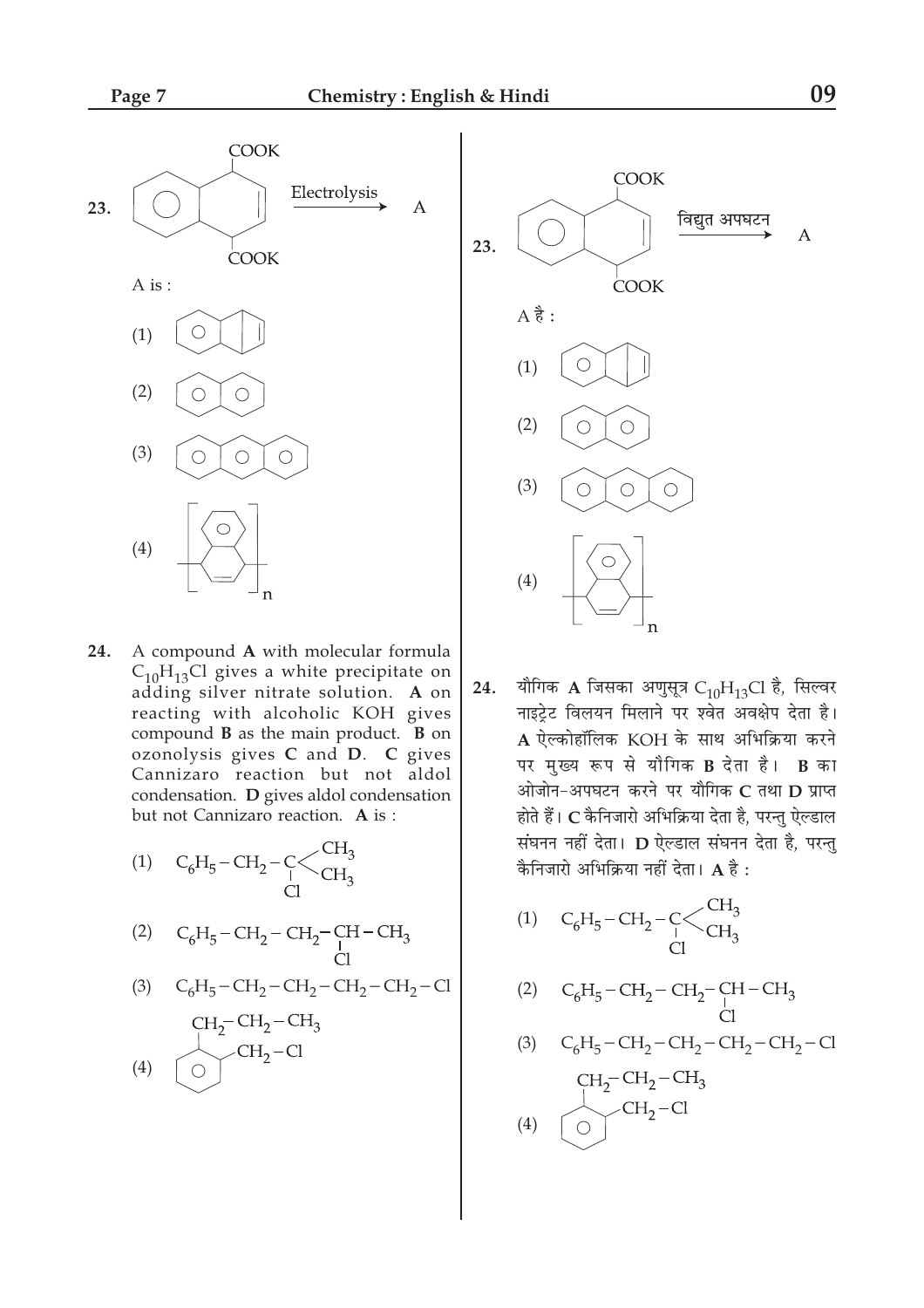**23.** [Structure: 1,4-dihydronaphthalene-1,4-dicarboxylate (dipotassium salt), COOK groups at positions 1 and 4] $\xrightarrow{\text{Electrolysis}}$ A

A is :

(1) [Structure: benzobicyclic compound (benzene fused with a bridged ring containing a double bond)]

(2) [Structure: naphthalene]

(3) [Structure: anthracene]

(4) [Structure: polymer of dihydronaphthalene unit, $[\ \ ]_n$]

**24.** A compound **A** with molecular formula $C_{10}H_{13}Cl$ gives a white precipitate on adding silver nitrate solution. **A** on reacting with alcoholic KOH gives compound **B** as the main product. **B** on ozonolysis gives **C** and **D**. **C** gives Cannizaro reaction but not aldol condensation. **D** gives aldol condensation but not Cannizaro reaction. **A** is :

(1) $C_6H_5-CH_2-C(Cl)(CH_3)_2$

(2) $C_6H_5-CH_2-CH_2-CH(Cl)-CH_3$

(3) $C_6H_5-CH_2-CH_2-CH_2-CH_2-Cl$

(4) [Benzene ring with $CH_2-CH_2-CH_3$ and $CH_2-Cl$ on adjacent positions]

---

**23.** [Structure: 1,4-dihydronaphthalene-1,4-dicarboxylate (dipotassium salt), COOK groups at positions 1 and 4] $\xrightarrow{\text{विद्युत अपघटन}}$ A

A है :

(1) [Structure: benzobicyclic compound (benzene fused with a bridged ring containing a double bond)]

(2) [Structure: naphthalene]

(3) [Structure: anthracene]

(4) [Structure: polymer of dihydronaphthalene unit, $[\ \ ]_n$]

**24.** यौगिक **A** जिसका अणुसूत्र $C_{10}H_{13}Cl$ है, सिल्वर नाइट्रेट विलयन मिलाने पर श्वेत अवक्षेप देता है। **A** ऐल्कोहॉलिक KOH के साथ अभिक्रिया करने पर मुख्य रूप से यौगिक **B** देता है। **B** का ओजोन-अपघटन करने पर यौगिक **C** तथा **D** प्राप्त होते हैं। **C** कैनिजारो अभिक्रिया देता है, परन्तु ऐल्डाल संघनन नहीं देता। **D** ऐल्डाल संघनन देता है, परन्तु कैनिजारो अभिक्रिया नहीं देता। **A** है :

(1) $C_6H_5-CH_2-C(Cl)(CH_3)_2$

(2) $C_6H_5-CH_2-CH_2-CH(Cl)-CH_3$

(3) $C_6H_5-CH_2-CH_2-CH_2-CH_2-Cl$

(4) [Benzene ring with $CH_2-CH_2-CH_3$ and $CH_2-Cl$ on adjacent positions]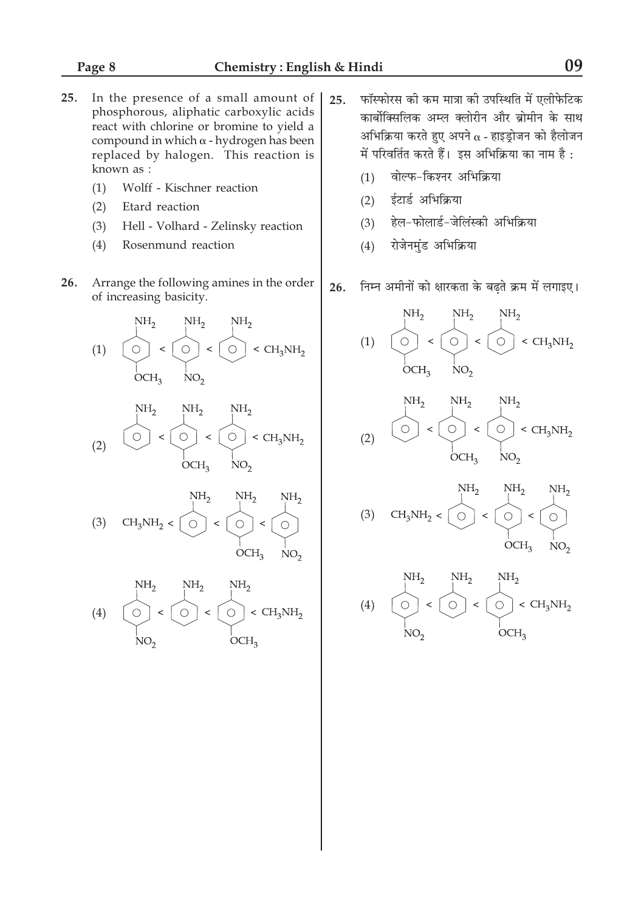**25.** In the presence of a small amount of phosphorous, aliphatic carboxylic acids react with chlorine or bromine to yield a compound in which $\alpha$ - hydrogen has been replaced by halogen. This reaction is known as :

(1) Wolff - Kischner reaction

(2) Etard reaction

(3) Hell - Volhard - Zelinsky reaction

(4) Rosenmund reaction

**26.** Arrange the following amines in the order of increasing basicity.

(1) p-methoxyaniline ($NH_2$, $OCH_3$) < p-nitroaniline ($NH_2$, $NO_2$) < aniline ($NH_2$) < $CH_3NH_2$

(2) aniline ($NH_2$) < p-methoxyaniline ($NH_2$, $OCH_3$) < p-nitroaniline ($NH_2$, $NO_2$) < $CH_3NH_2$

(3) $CH_3NH_2$ < aniline ($NH_2$) < p-methoxyaniline ($NH_2$, $OCH_3$) < p-nitroaniline ($NH_2$, $NO_2$)

(4) p-nitroaniline ($NH_2$, $NO_2$) < aniline ($NH_2$) < p-methoxyaniline ($NH_2$, $OCH_3$) < $CH_3NH_2$

**25.** फॉस्फोरस की कम मात्रा की उपस्थिति में एलीफेटिक कार्बोक्सिलिक अम्ल क्लोरीन और ब्रोमीन के साथ अभिक्रिया करते हुए अपने $\alpha$ - हाइड्रोजन को हैलोजन में परिवर्तित करते हैं। इस अभिक्रिया का नाम है :

(1) वोल्फ-किश्नर अभिक्रिया

(2) ईटार्ड अभिक्रिया

(3) हेल-फोलार्ड-जेलिंस्की अभिक्रिया

(4) रोजेनमुंड अभिक्रिया

**26.** निम्न अमीनों को क्षारकता के बढ़ते क्रम में लगाइए।

(1) p-methoxyaniline ($NH_2$, $OCH_3$) < p-nitroaniline ($NH_2$, $NO_2$) < aniline ($NH_2$) < $CH_3NH_2$

(2) aniline ($NH_2$) < p-methoxyaniline ($NH_2$, $OCH_3$) < p-nitroaniline ($NH_2$, $NO_2$) < $CH_3NH_2$

(3) $CH_3NH_2$ < aniline ($NH_2$) < p-methoxyaniline ($NH_2$, $OCH_3$) < p-nitroaniline ($NH_2$, $NO_2$)

(4) p-nitroaniline ($NH_2$, $NO_2$) < aniline ($NH_2$) < p-methoxyaniline ($NH_2$, $OCH_3$) < $CH_3NH_2$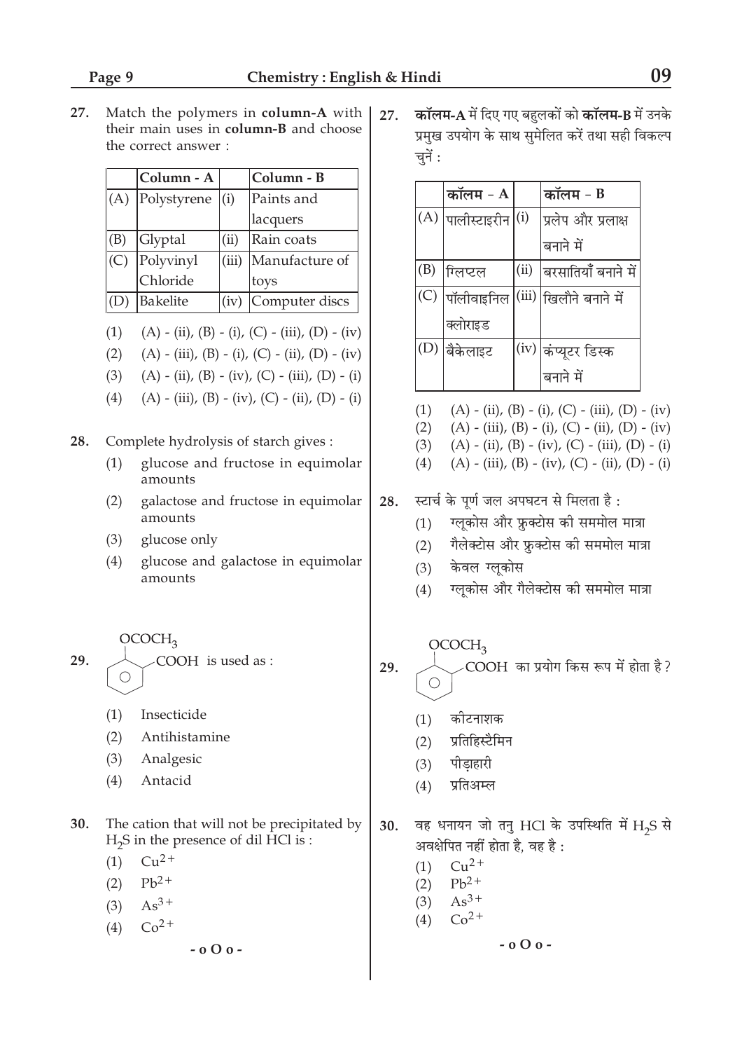27. Match the polymers in **column-A** with their main uses in **column-B** and choose the correct answer :

| | Column - A | | Column - B |
|---|---|---|---|
| (A) | Polystyrene | (i) | Paints and lacquers |
| (B) | Glyptal | (ii) | Rain coats |
| (C) | Polyvinyl Chloride | (iii) | Manufacture of toys |
| (D) | Bakelite | (iv) | Computer discs |

(1) (A) - (ii), (B) - (i), (C) - (iii), (D) - (iv)

(2) (A) - (iii), (B) - (i), (C) - (ii), (D) - (iv)

(3) (A) - (ii), (B) - (iv), (C) - (iii), (D) - (i)

(4) (A) - (iii), (B) - (iv), (C) - (ii), (D) - (i)

28. Complete hydrolysis of starch gives :

(1) glucose and fructose in equimolar amounts

(2) galactose and fructose in equimolar amounts

(3) glucose only

(4) glucose and galactose in equimolar amounts

29. (Benzene ring with $OCOCH_3$ and $COOH$ at adjacent positions) is used as :

(1) Insecticide

(2) Antihistamine

(3) Analgesic

(4) Antacid

30. The cation that will not be precipitated by $H_2S$ in the presence of dil HCl is :

(1) $Cu^{2+}$

(2) $Pb^{2+}$

(3) $As^{3+}$

(4) $Co^{2+}$

- o O o -

27. **कॉलम-A** में दिए गए बहुलकों को **कॉलम-B** में उनके प्रमुख उपयोग के साथ सुमेलित करें तथा सही विकल्प चुनें :

| | कॉलम - A | | कॉलम - B |
|---|---|---|---|
| (A) | पालीस्टाइरीन | (i) | प्रलेप और प्रलाक्ष बनाने में |
| (B) | ग्लिप्टल | (ii) | बरसातियाँ बनाने में |
| (C) | पॉलीवाइनिल क्लोराइड | (iii) | खिलौने बनाने में |
| (D) | बैकेलाइट | (iv) | कंप्यूटर डिस्क बनाने में |

(1) (A) - (ii), (B) - (i), (C) - (iii), (D) - (iv)

(2) (A) - (iii), (B) - (i), (C) - (ii), (D) - (iv)

(3) (A) - (ii), (B) - (iv), (C) - (iii), (D) - (i)

(4) (A) - (iii), (B) - (iv), (C) - (ii), (D) - (i)

28. स्टार्च के पूर्ण जल अपघटन से मिलता है :

(1) ग्लूकोस और फ्रुक्टोस की सममोल मात्रा

(2) गैलेक्टोस और फ्रुक्टोस की सममोल मात्रा

(3) केवल ग्लूकोस

(4) ग्लूकोस और गैलेक्टोस की सममोल मात्रा

29. (Benzene ring with $OCOCH_3$ and $COOH$ at adjacent positions) का प्रयोग किस रूप में होता है ?

(1) कीटनाशक

(2) प्रतिहिस्टैमिन

(3) पीड़ाहारी

(4) प्रतिअम्ल

30. वह धनायन जो तनु HCl के उपस्थिति में $H_2S$ से अवक्षेपित नहीं होता है, वह है :

(1) $Cu^{2+}$

(2) $Pb^{2+}$

(3) $As^{3+}$

(4) $Co^{2+}$

- o O o -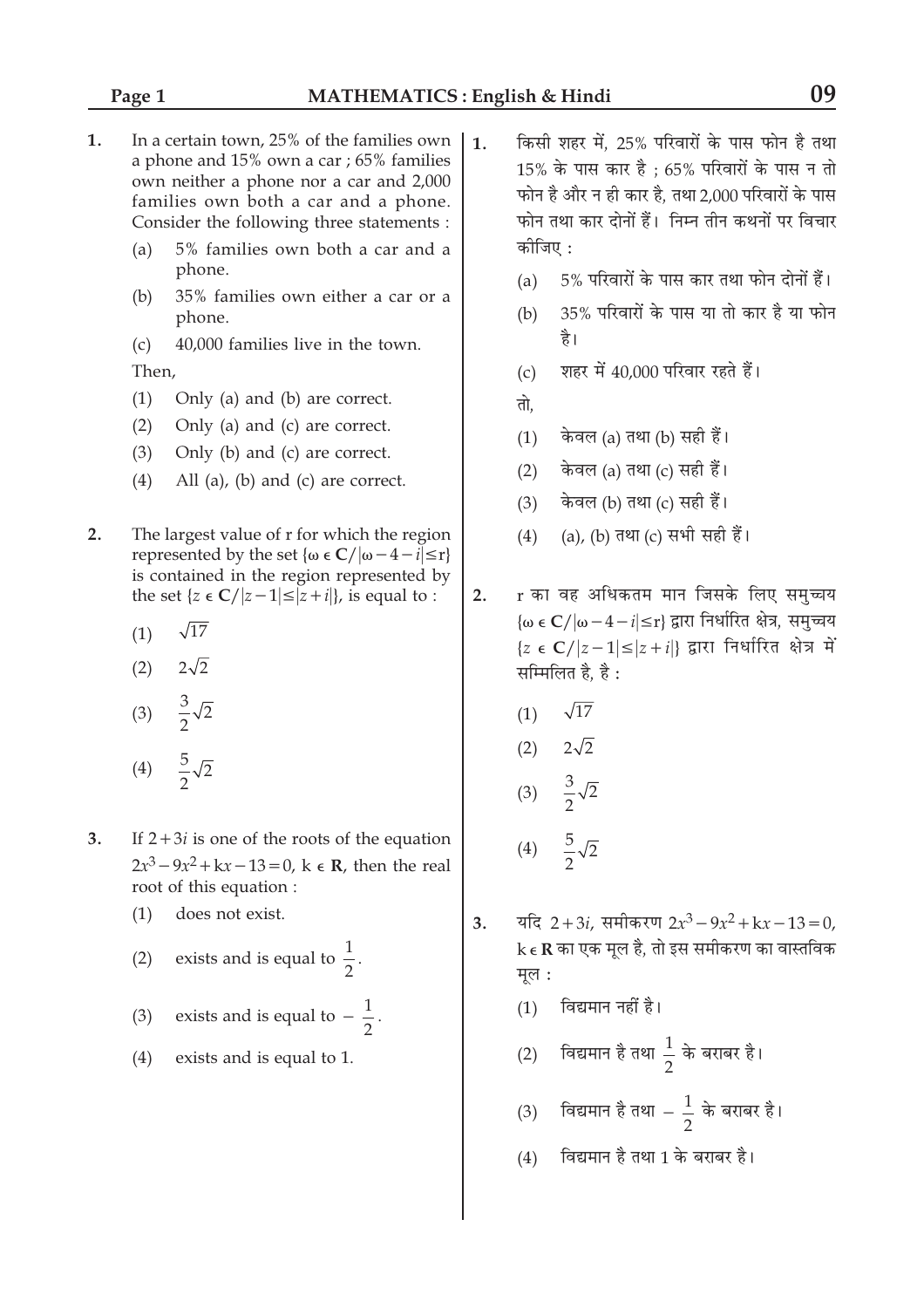1. In a certain town, 25% of the families own a phone and 15% own a car ; 65% families own neither a phone nor a car and 2,000 families own both a car and a phone. Consider the following three statements :

   (a) 5% families own both a car and a phone.

   (b) 35% families own either a car or a phone.

   (c) 40,000 families live in the town.

   Then,

   (1) Only (a) and (b) are correct.

   (2) Only (a) and (c) are correct.

   (3) Only (b) and (c) are correct.

   (4) All (a), (b) and (c) are correct.

2. The largest value of r for which the region represented by the set $\{\omega \in \mathbf{C} / |\omega - 4 - i| \leq r\}$ is contained in the region represented by the set $\{z \in \mathbf{C} / |z-1| \leq |z+i|\}$, is equal to :

   (1) $\sqrt{17}$

   (2) $2\sqrt{2}$

   (3) $\frac{3}{2}\sqrt{2}$

   (4) $\frac{5}{2}\sqrt{2}$

3. If $2+3i$ is one of the roots of the equation $2x^3 - 9x^2 + kx - 13 = 0$, $k \in \mathbf{R}$, then the real root of this equation :

   (1) does not exist.

   (2) exists and is equal to $\frac{1}{2}$.

   (3) exists and is equal to $-\frac{1}{2}$.

   (4) exists and is equal to 1.

1. किसी शहर में, 25% परिवारों के पास फोन है तथा 15% के पास कार है ; 65% परिवारों के पास न तो फोन है और न ही कार है, तथा 2,000 परिवारों के पास फोन तथा कार दोनों हैं। निम्न तीन कथनों पर विचार कीजिए :

   (a) 5% परिवारों के पास कार तथा फोन दोनों हैं।

   (b) 35% परिवारों के पास या तो कार है या फोन है।

   (c) शहर में 40,000 परिवार रहते हैं।

   तो,

   (1) केवल (a) तथा (b) सही हैं।

   (2) केवल (a) तथा (c) सही हैं।

   (3) केवल (b) तथा (c) सही हैं।

   (4) (a), (b) तथा (c) सभी सही हैं।

2. r का वह अधिकतम मान जिसके लिए समुच्चय $\{\omega \in \mathbf{C} / |\omega - 4 - i| \leq r\}$ द्वारा निर्धारित क्षेत्र, समुच्चय $\{z \in \mathbf{C} / |z-1| \leq |z+i|\}$ द्वारा निर्धारित क्षेत्र में सम्मिलित है, है :

   (1) $\sqrt{17}$

   (2) $2\sqrt{2}$

   (3) $\frac{3}{2}\sqrt{2}$

   (4) $\frac{5}{2}\sqrt{2}$

3. यदि $2+3i$, समीकरण $2x^3 - 9x^2 + kx - 13 = 0$, $k \in \mathbf{R}$ का एक मूल है, तो इस समीकरण का वास्तविक मूल :

   (1) विद्यमान नहीं है।

   (2) विद्यमान है तथा $\frac{1}{2}$ के बराबर है।

   (3) विद्यमान है तथा $-\frac{1}{2}$ के बराबर है।

   (4) विद्यमान है तथा 1 के बराबर है।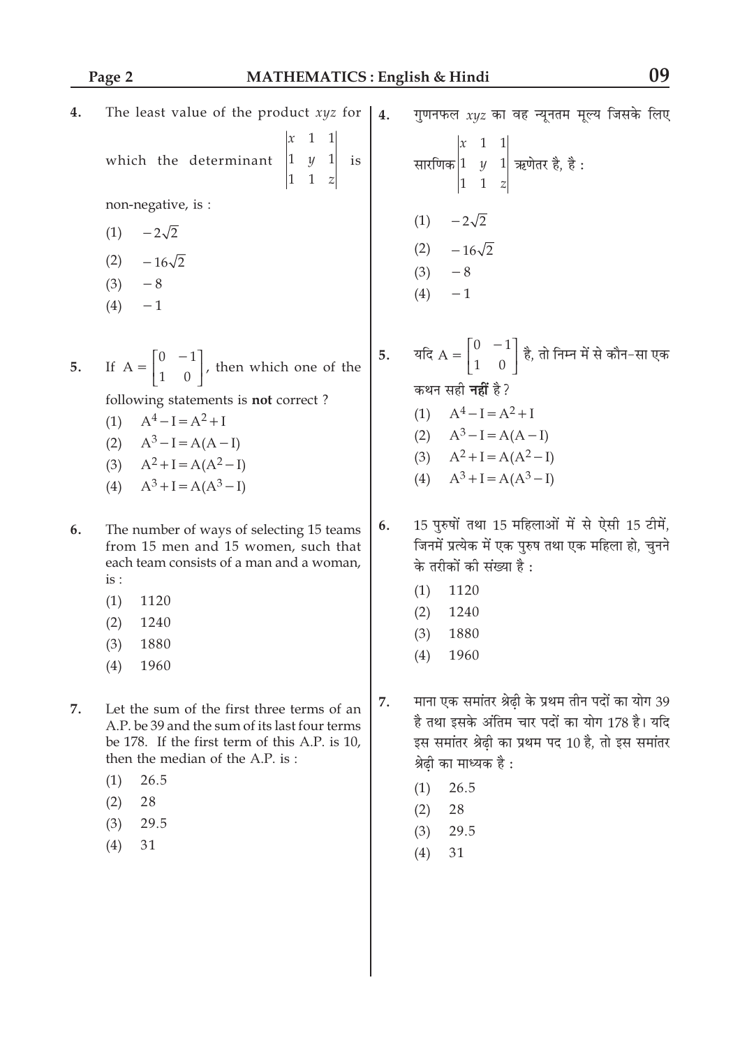4. The least value of the product $xyz$ for which the determinant $\begin{vmatrix} x & 1 & 1 \\ 1 & y & 1 \\ 1 & 1 & z \end{vmatrix}$ is non-negative, is :

   (1) $-2\sqrt{2}$
   (2) $-16\sqrt{2}$
   (3) $-8$
   (4) $-1$

4. गुणनफल $xyz$ का वह न्यूनतम मूल्य जिसके लिए सारणिक $\begin{vmatrix} x & 1 & 1 \\ 1 & y & 1 \\ 1 & 1 & z \end{vmatrix}$ ऋणेतर है, है :

   (1) $-2\sqrt{2}$
   (2) $-16\sqrt{2}$
   (3) $-8$
   (4) $-1$

5. If $A = \begin{bmatrix} 0 & -1 \\ 1 & 0 \end{bmatrix}$, then which one of the following statements is **not** correct ?

   (1) $A^4 - I = A^2 + I$
   (2) $A^3 - I = A(A - I)$
   (3) $A^2 + I = A(A^2 - I)$
   (4) $A^3 + I = A(A^3 - I)$

5. यदि $A = \begin{bmatrix} 0 & -1 \\ 1 & 0 \end{bmatrix}$ है, तो निम्न में से कौन-सा एक कथन सही **नहीं** है ?

   (1) $A^4 - I = A^2 + I$
   (2) $A^3 - I = A(A - I)$
   (3) $A^2 + I = A(A^2 - I)$
   (4) $A^3 + I = A(A^3 - I)$

6. The number of ways of selecting 15 teams from 15 men and 15 women, such that each team consists of a man and a woman, is :

   (1) 1120
   (2) 1240
   (3) 1880
   (4) 1960

6. 15 पुरुषों तथा 15 महिलाओं में से ऐसी 15 टीमें, जिनमें प्रत्येक में एक पुरुष तथा एक महिला हो, चुनने के तरीकों की संख्या है :

   (1) 1120
   (2) 1240
   (3) 1880
   (4) 1960

7. Let the sum of the first three terms of an A.P. be 39 and the sum of its last four terms be 178. If the first term of this A.P. is 10, then the median of the A.P. is :

   (1) 26.5
   (2) 28
   (3) 29.5
   (4) 31

7. माना एक समांतर श्रेढ़ी के प्रथम तीन पदों का योग 39 है तथा इसके अंतिम चार पदों का योग 178 है। यदि इस समांतर श्रेढ़ी का प्रथम पद 10 है, तो इस समांतर श्रेढ़ी का माध्यक है :

   (1) 26.5
   (2) 28
   (3) 29.5
   (4) 31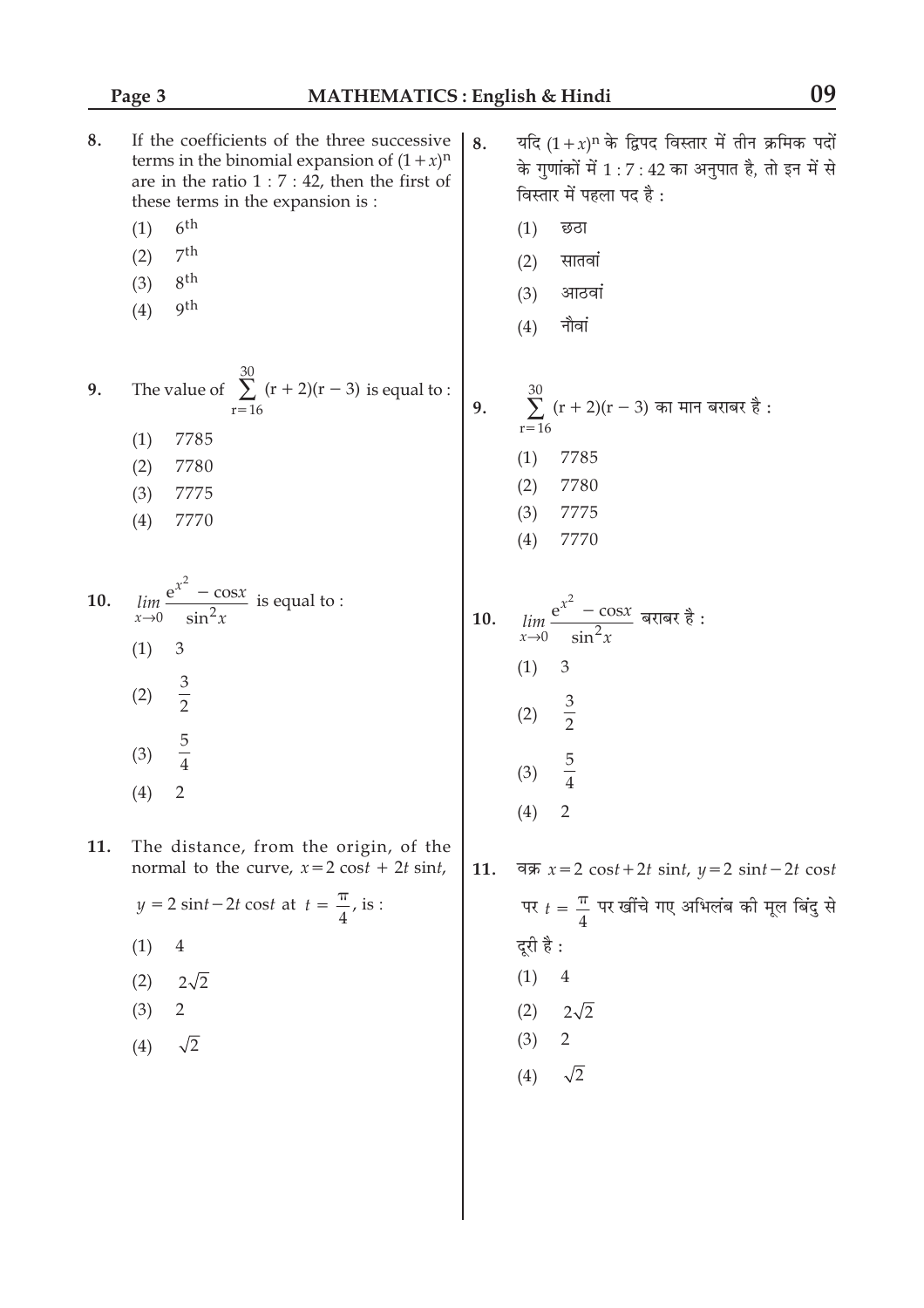8. If the coefficients of the three successive terms in the binomial expansion of $(1+x)^n$ are in the ratio 1 : 7 : 42, then the first of these terms in the expansion is :

(1) $6^{th}$

(2) $7^{th}$

(3) $8^{th}$

(4) $9^{th}$

9. The value of $\sum_{r=16}^{30} (r+2)(r-3)$ is equal to :

(1) 7785

(2) 7780

(3) 7775

(4) 7770

10. $\lim_{x \to 0} \frac{e^{x^2} - \cos x}{\sin^2 x}$ is equal to :

(1) 3

(2) $\frac{3}{2}$

(3) $\frac{5}{4}$

(4) 2

11. The distance, from the origin, of the normal to the curve, $x = 2\cos t + 2t \sin t$, $y = 2 \sin t - 2t \cos t$ at $t = \frac{\pi}{4}$, is :

(1) 4

(2) $2\sqrt{2}$

(3) 2

(4) $\sqrt{2}$

8. यदि $(1+x)^n$ के द्विपद विस्तार में तीन क्रमिक पदों के गुणांकों में 1 : 7 : 42 का अनुपात है, तो इन में से विस्तार में पहला पद है :

(1) छठा

(2) सातवां

(3) आठवां

(4) नौवां

9. $\sum_{r=16}^{30} (r+2)(r-3)$ का मान बराबर है :

(1) 7785

(2) 7780

(3) 7775

(4) 7770

10. $\lim_{x \to 0} \frac{e^{x^2} - \cos x}{\sin^2 x}$ बराबर है :

(1) 3

(2) $\frac{3}{2}$

(3) $\frac{5}{4}$

(4) 2

11. वक्र $x = 2\cos t + 2t \sin t$, $y = 2 \sin t - 2t \cos t$ पर $t = \frac{\pi}{4}$ पर खींचे गए अभिलंब की मूल बिंदु से दूरी है :

(1) 4

(2) $2\sqrt{2}$

(3) 2

(4) $\sqrt{2}$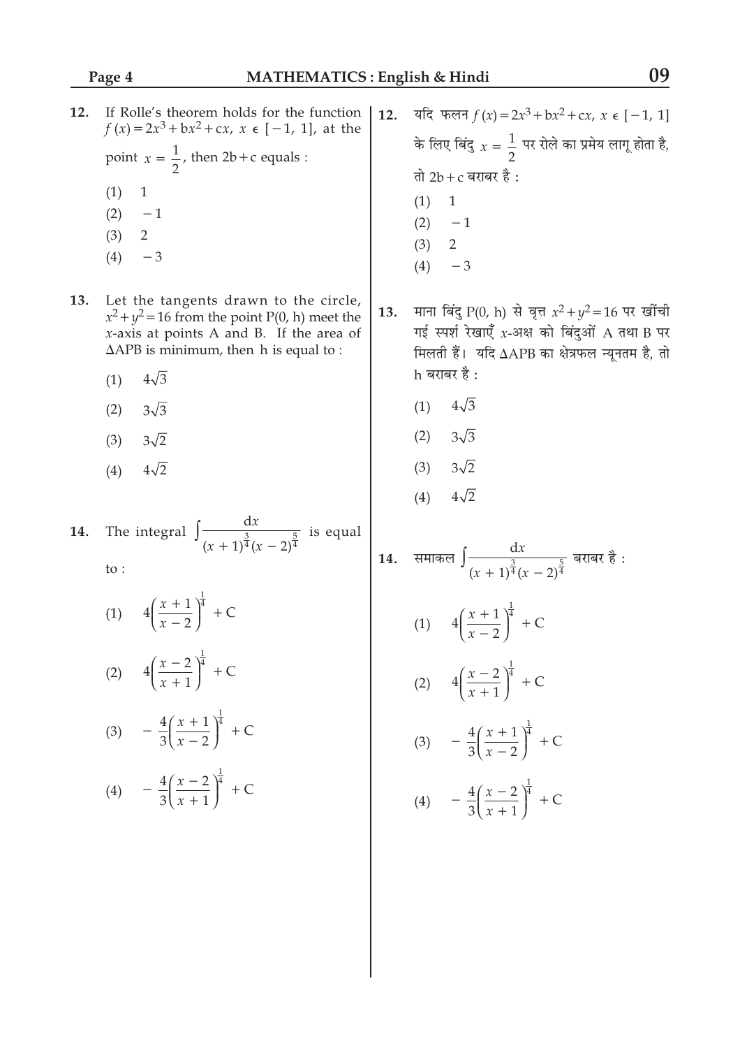**12.** If Rolle's theorem holds for the function $f(x) = 2x^3 + bx^2 + cx$, $x \in [-1, 1]$, at the point $x = \frac{1}{2}$, then $2b + c$ equals :

(1) 1

(2) $-1$

(3) 2

(4) $-3$

**13.** Let the tangents drawn to the circle, $x^2 + y^2 = 16$ from the point P(0, h) meet the $x$-axis at points A and B. If the area of $\Delta$APB is minimum, then h is equal to :

(1) $4\sqrt{3}$

(2) $3\sqrt{3}$

(3) $3\sqrt{2}$

(4) $4\sqrt{2}$

**14.** The integral $\int \frac{dx}{(x+1)^{\frac{3}{4}}(x-2)^{\frac{5}{4}}}$ is equal to :

(1) $4\left(\frac{x+1}{x-2}\right)^{\frac{1}{4}} + C$

(2) $4\left(\frac{x-2}{x+1}\right)^{\frac{1}{4}} + C$

(3) $-\frac{4}{3}\left(\frac{x+1}{x-2}\right)^{\frac{1}{4}} + C$

(4) $-\frac{4}{3}\left(\frac{x-2}{x+1}\right)^{\frac{1}{4}} + C$

**12.** यदि फलन $f(x) = 2x^3 + bx^2 + cx$, $x \in [-1, 1]$ के लिए बिंदु $x = \frac{1}{2}$ पर रोले का प्रमेय लागू होता है, तो $2b + c$ बराबर है :

(1) 1

(2) $-1$

(3) 2

(4) $-3$

**13.** माना बिंदु P(0, h) से वृत्त $x^2 + y^2 = 16$ पर खींची गई स्पर्श रेखाएँ $x$-अक्ष को बिंदुओं A तथा B पर मिलती हैं। यदि $\Delta$APB का क्षेत्रफल न्यूनतम है, तो h बराबर है :

(1) $4\sqrt{3}$

(2) $3\sqrt{3}$

(3) $3\sqrt{2}$

(4) $4\sqrt{2}$

**14.** समाकल $\int \frac{dx}{(x+1)^{\frac{3}{4}}(x-2)^{\frac{5}{4}}}$ बराबर है :

(1) $4\left(\frac{x+1}{x-2}\right)^{\frac{1}{4}} + C$

(2) $4\left(\frac{x-2}{x+1}\right)^{\frac{1}{4}} + C$

(3) $-\frac{4}{3}\left(\frac{x+1}{x-2}\right)^{\frac{1}{4}} + C$

(4) $-\frac{4}{3}\left(\frac{x-2}{x+1}\right)^{\frac{1}{4}} + C$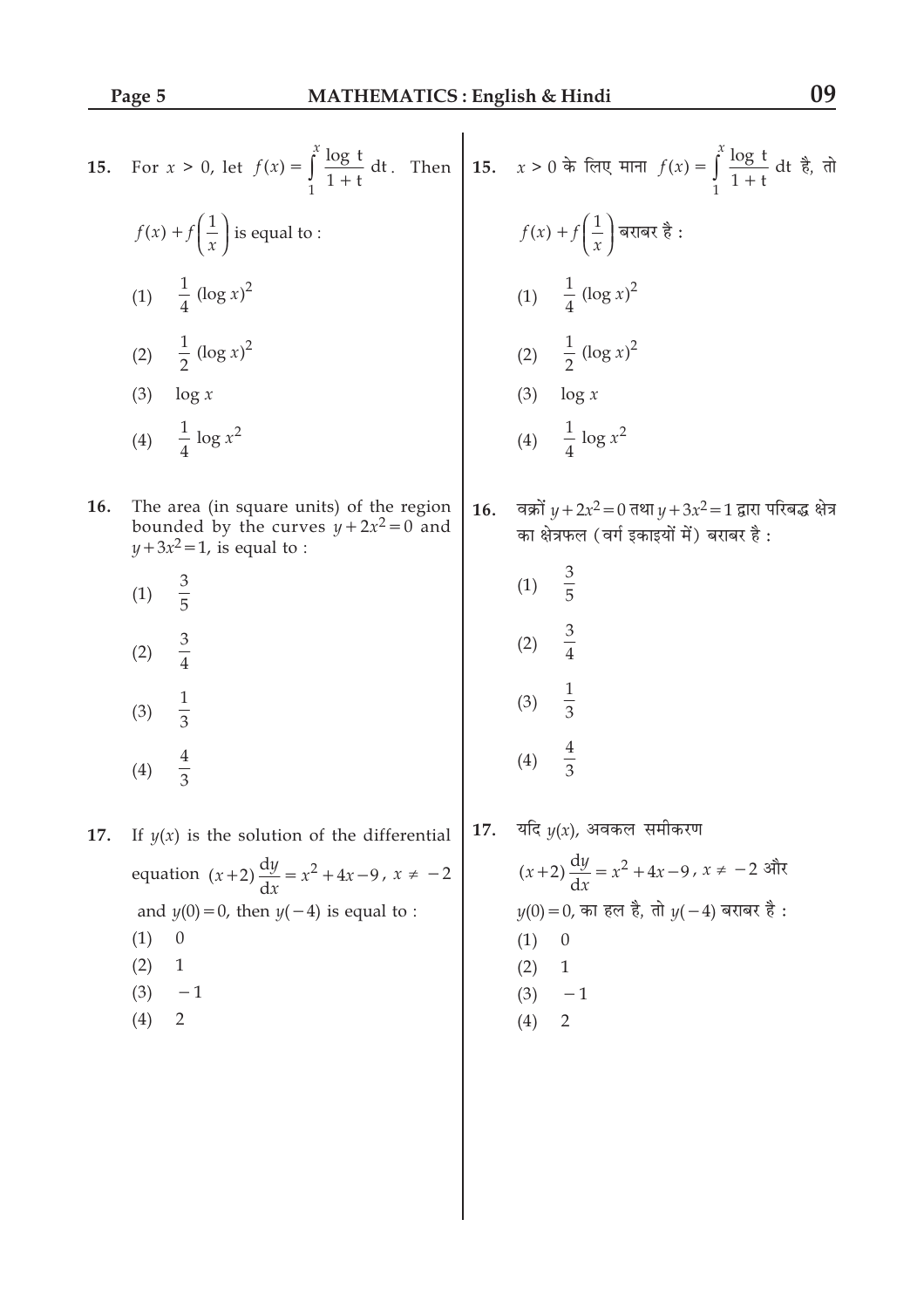**15.** For $x > 0$, let $f(x) = \int_1^x \frac{\log t}{1+t} dt$. Then $f(x) + f\left(\frac{1}{x}\right)$ is equal to :

(1) $\frac{1}{4}(\log x)^2$

(2) $\frac{1}{2}(\log x)^2$

(3) $\log x$

(4) $\frac{1}{4}\log x^2$

**15.** $x > 0$ के लिए माना $f(x) = \int_1^x \frac{\log t}{1+t} dt$ है, तो $f(x) + f\left(\frac{1}{x}\right)$ बराबर है :

(1) $\frac{1}{4}(\log x)^2$

(2) $\frac{1}{2}(\log x)^2$

(3) $\log x$

(4) $\frac{1}{4}\log x^2$

**16.** The area (in square units) of the region bounded by the curves $y + 2x^2 = 0$ and $y + 3x^2 = 1$, is equal to :

(1) $\frac{3}{5}$

(2) $\frac{3}{4}$

(3) $\frac{1}{3}$

(4) $\frac{4}{3}$

**16.** वक्रों $y + 2x^2 = 0$ तथा $y + 3x^2 = 1$ द्वारा परिबद्ध क्षेत्र का क्षेत्रफल (वर्ग इकाइयों में) बराबर है :

(1) $\frac{3}{5}$

(2) $\frac{3}{4}$

(3) $\frac{1}{3}$

(4) $\frac{4}{3}$

**17.** If $y(x)$ is the solution of the differential equation $(x+2)\frac{dy}{dx} = x^2 + 4x - 9$, $x \neq -2$ and $y(0) = 0$, then $y(-4)$ is equal to :

(1) 0

(2) 1

(3) $-1$

(4) 2

**17.** यदि $y(x)$, अवकल समीकरण $(x+2)\frac{dy}{dx} = x^2 + 4x - 9$, $x \neq -2$ और $y(0) = 0$, का हल है, तो $y(-4)$ बराबर है :

(1) 0

(2) 1

(3) $-1$

(4) 2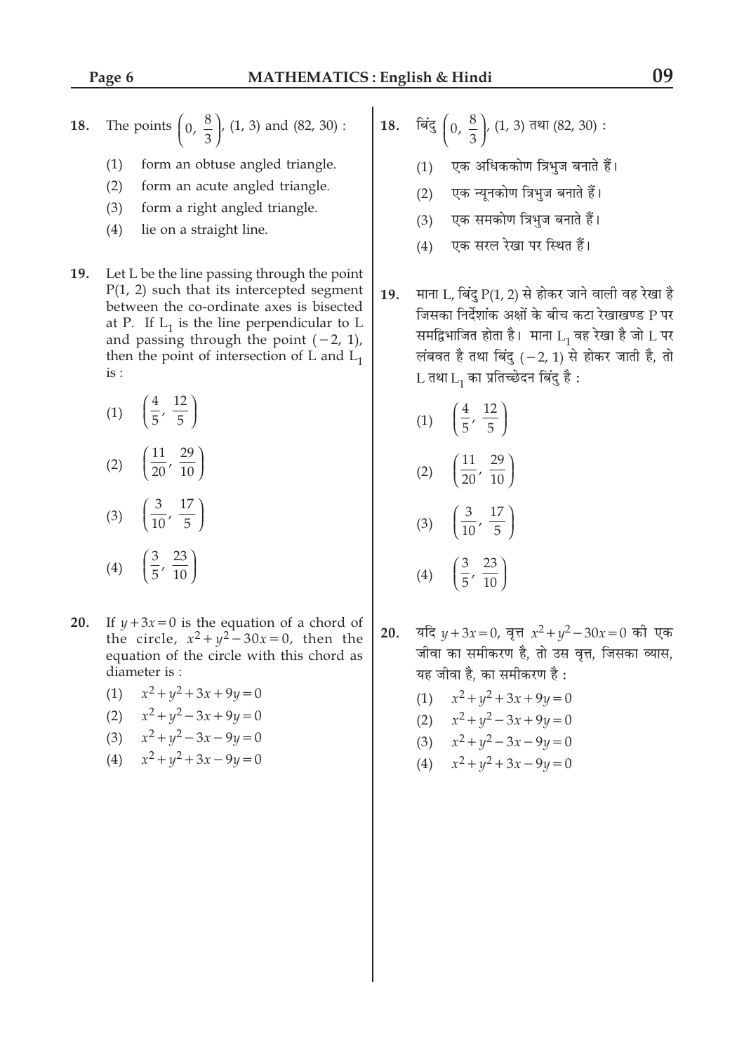18. The points $\left(0, \frac{8}{3}\right)$, (1, 3) and (82, 30) :

(1) form an obtuse angled triangle.

(2) form an acute angled triangle.

(3) form a right angled triangle.

(4) lie on a straight line.

19. Let L be the line passing through the point P(1, 2) such that its intercepted segment between the co-ordinate axes is bisected at P. If $L_1$ is the line perpendicular to L and passing through the point $(-2, 1)$, then the point of intersection of L and $L_1$ is :

(1) $\left(\frac{4}{5}, \frac{12}{5}\right)$

(2) $\left(\frac{11}{20}, \frac{29}{10}\right)$

(3) $\left(\frac{3}{10}, \frac{17}{5}\right)$

(4) $\left(\frac{3}{5}, \frac{23}{10}\right)$

20. If $y+3x=0$ is the equation of a chord of the circle, $x^2+y^2-30x=0$, then the equation of the circle with this chord as diameter is :

(1) $x^2+y^2+3x+9y=0$

(2) $x^2+y^2-3x+9y=0$

(3) $x^2+y^2-3x-9y=0$

(4) $x^2+y^2+3x-9y=0$

18. बिंदु $\left(0, \frac{8}{3}\right)$, (1, 3) तथा (82, 30) :

(1) एक अधिककोण त्रिभुज बनाते हैं।

(2) एक न्यूनकोण त्रिभुज बनाते हैं।

(3) एक समकोण त्रिभुज बनाते हैं।

(4) एक सरल रेखा पर स्थित हैं।

19. माना L, बिंदु P(1, 2) से होकर जाने वाली वह रेखा है जिसका निर्देशांक अक्षों के बीच कटा रेखाखण्ड P पर समद्विभाजित होता है। माना $L_1$ वह रेखा है जो L पर लंबवत है तथा बिंदु $(-2, 1)$ से होकर जाती है, तो L तथा $L_1$ का प्रतिच्छेदन बिंदु है :

(1) $\left(\frac{4}{5}, \frac{12}{5}\right)$

(2) $\left(\frac{11}{20}, \frac{29}{10}\right)$

(3) $\left(\frac{3}{10}, \frac{17}{5}\right)$

(4) $\left(\frac{3}{5}, \frac{23}{10}\right)$

20. यदि $y+3x=0$, वृत्त $x^2+y^2-30x=0$ की एक जीवा का समीकरण है, तो उस वृत्त, जिसका व्यास, यह जीवा है, का समीकरण है :

(1) $x^2+y^2+3x+9y=0$

(2) $x^2+y^2-3x+9y=0$

(3) $x^2+y^2-3x-9y=0$

(4) $x^2+y^2+3x-9y=0$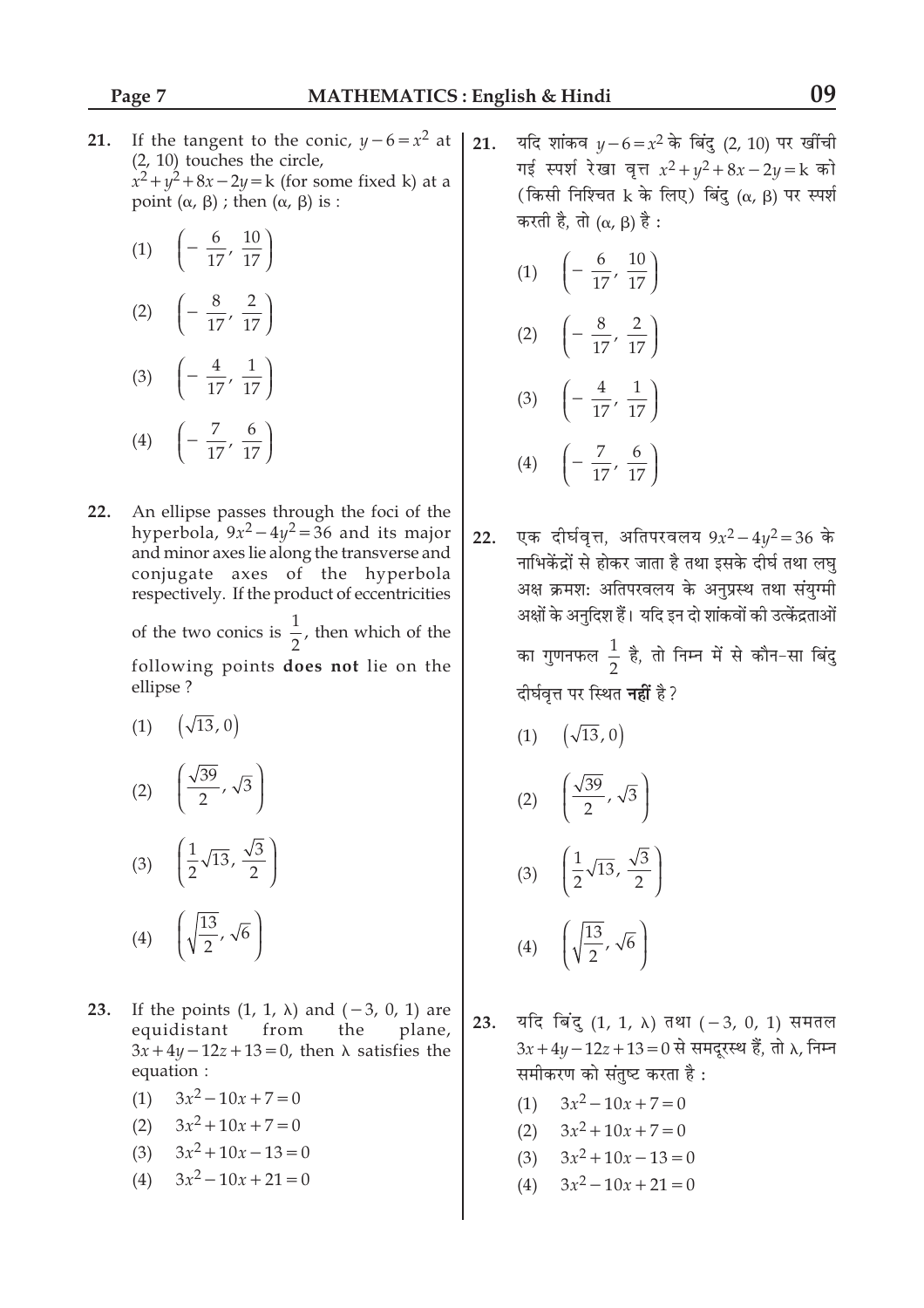21. If the tangent to the conic, $y-6=x^2$ at (2, 10) touches the circle, $x^2+y^2+8x-2y=k$ (for some fixed k) at a point $(\alpha, \beta)$ ; then $(\alpha, \beta)$ is :

(1) $\left(-\frac{6}{17}, \frac{10}{17}\right)$

(2) $\left(-\frac{8}{17}, \frac{2}{17}\right)$

(3) $\left(-\frac{4}{17}, \frac{1}{17}\right)$

(4) $\left(-\frac{7}{17}, \frac{6}{17}\right)$

21. यदि शांकव $y-6=x^2$ के बिंदु (2, 10) पर खींची गई स्पर्श रेखा वृत्त $x^2+y^2+8x-2y=k$ को (किसी निश्चित k के लिए) बिंदु $(\alpha, \beta)$ पर स्पर्श करती है, तो $(\alpha, \beta)$ है :

(1) $\left(-\frac{6}{17}, \frac{10}{17}\right)$

(2) $\left(-\frac{8}{17}, \frac{2}{17}\right)$

(3) $\left(-\frac{4}{17}, \frac{1}{17}\right)$

(4) $\left(-\frac{7}{17}, \frac{6}{17}\right)$

22. An ellipse passes through the foci of the hyperbola, $9x^2-4y^2=36$ and its major and minor axes lie along the transverse and conjugate axes of the hyperbola respectively. If the product of eccentricities of the two conics is $\frac{1}{2}$, then which of the following points **does not** lie on the ellipse ?

(1) $\left(\sqrt{13}, 0\right)$

(2) $\left(\frac{\sqrt{39}}{2}, \sqrt{3}\right)$

(3) $\left(\frac{1}{2}\sqrt{13}, \frac{\sqrt{3}}{2}\right)$

(4) $\left(\sqrt{\frac{13}{2}}, \sqrt{6}\right)$

22. एक दीर्घवृत्त, अतिपरवलय $9x^2-4y^2=36$ के नाभिकेंद्रों से होकर जाता है तथा इसके दीर्घ तथा लघु अक्ष क्रमशः अतिपरवलय के अनुप्रस्थ तथा संयुग्मी अक्षों के अनुदिश हैं। यदि इन दो शांकवों की उत्केंद्रताओं का गुणनफल $\frac{1}{2}$ है, तो निम्न में से कौन-सा बिंदु दीर्घवृत्त पर स्थित **नहीं** है ?

(1) $\left(\sqrt{13}, 0\right)$

(2) $\left(\frac{\sqrt{39}}{2}, \sqrt{3}\right)$

(3) $\left(\frac{1}{2}\sqrt{13}, \frac{\sqrt{3}}{2}\right)$

(4) $\left(\sqrt{\frac{13}{2}}, \sqrt{6}\right)$

23. If the points $(1, 1, \lambda)$ and $(-3, 0, 1)$ are equidistant from the plane, $3x+4y-12z+13=0$, then $\lambda$ satisfies the equation :

(1) $3x^2-10x+7=0$
(2) $3x^2+10x+7=0$
(3) $3x^2+10x-13=0$
(4) $3x^2-10x+21=0$

23. यदि बिंदु $(1, 1, \lambda)$ तथा $(-3, 0, 1)$ समतल $3x+4y-12z+13=0$ से समदूरस्थ हैं, तो $\lambda$, निम्न समीकरण को संतुष्ट करता है :

(1) $3x^2-10x+7=0$
(2) $3x^2+10x+7=0$
(3) $3x^2+10x-13=0$
(4) $3x^2-10x+21=0$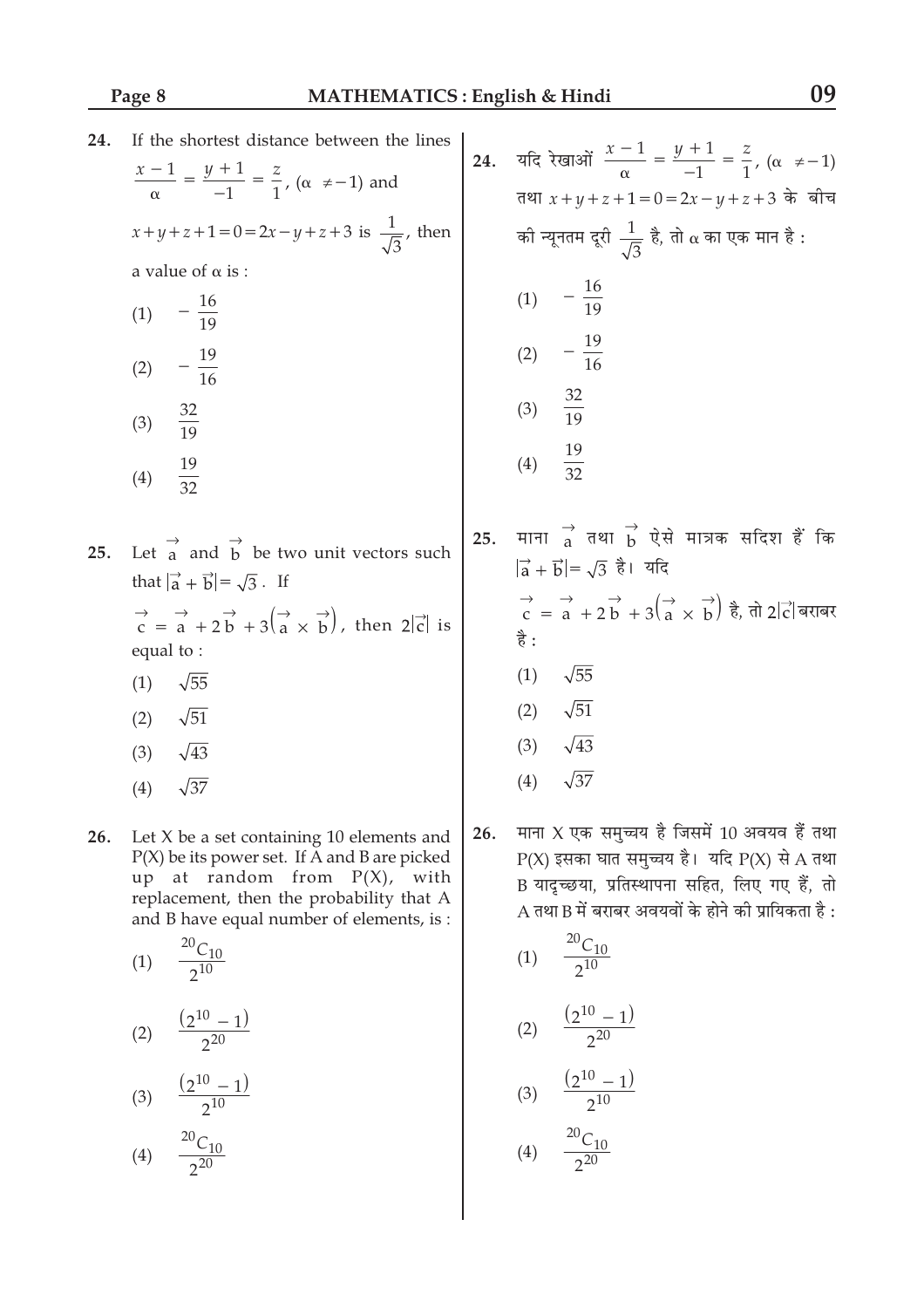**24.** If the shortest distance between the lines $\frac{x-1}{\alpha} = \frac{y+1}{-1} = \frac{z}{1}$, $(\alpha \neq -1)$ and $x+y+z+1=0=2x-y+z+3$ is $\frac{1}{\sqrt{3}}$, then a value of $\alpha$ is :

(1) $-\frac{16}{19}$

(2) $-\frac{19}{16}$

(3) $\frac{32}{19}$

(4) $\frac{19}{32}$

**25.** Let $\vec{a}$ and $\vec{b}$ be two unit vectors such that $|\vec{a}+\vec{b}| = \sqrt{3}$. If $\vec{c} = \vec{a} + 2\vec{b} + 3(\vec{a} \times \vec{b})$, then $2|\vec{c}|$ is equal to :

(1) $\sqrt{55}$

(2) $\sqrt{51}$

(3) $\sqrt{43}$

(4) $\sqrt{37}$

**26.** Let X be a set containing 10 elements and P(X) be its power set. If A and B are picked up at random from P(X), with replacement, then the probability that A and B have equal number of elements, is :

(1) $\frac{{}^{20}C_{10}}{2^{10}}$

(2) $\frac{(2^{10}-1)}{2^{20}}$

(3) $\frac{(2^{10}-1)}{2^{10}}$

(4) $\frac{{}^{20}C_{10}}{2^{20}}$

**24.** यदि रेखाओं $\frac{x-1}{\alpha} = \frac{y+1}{-1} = \frac{z}{1}$, $(\alpha \neq -1)$ तथा $x+y+z+1=0=2x-y+z+3$ के बीच की न्यूनतम दूरी $\frac{1}{\sqrt{3}}$ है, तो $\alpha$ का एक मान है :

(1) $-\frac{16}{19}$

(2) $-\frac{19}{16}$

(3) $\frac{32}{19}$

(4) $\frac{19}{32}$

**25.** माना $\vec{a}$ तथा $\vec{b}$ ऐसे मात्रक सदिश हैं कि $|\vec{a}+\vec{b}| = \sqrt{3}$ है। यदि $\vec{c} = \vec{a} + 2\vec{b} + 3(\vec{a} \times \vec{b})$ है, तो $2|\vec{c}|$ बराबर है :

(1) $\sqrt{55}$

(2) $\sqrt{51}$

(3) $\sqrt{43}$

(4) $\sqrt{37}$

**26.** माना X एक समुच्चय है जिसमें 10 अवयव हैं तथा P(X) इसका घात समुच्चय है। यदि P(X) से A तथा B यादृच्छया, प्रतिस्थापना सहित, लिए गए हैं, तो A तथा B में बराबर अवयवों के होने की प्रायिकता है :

(1) $\frac{{}^{20}C_{10}}{2^{10}}$

(2) $\frac{(2^{10}-1)}{2^{20}}$

(3) $\frac{(2^{10}-1)}{2^{10}}$

(4) $\frac{{}^{20}C_{10}}{2^{20}}$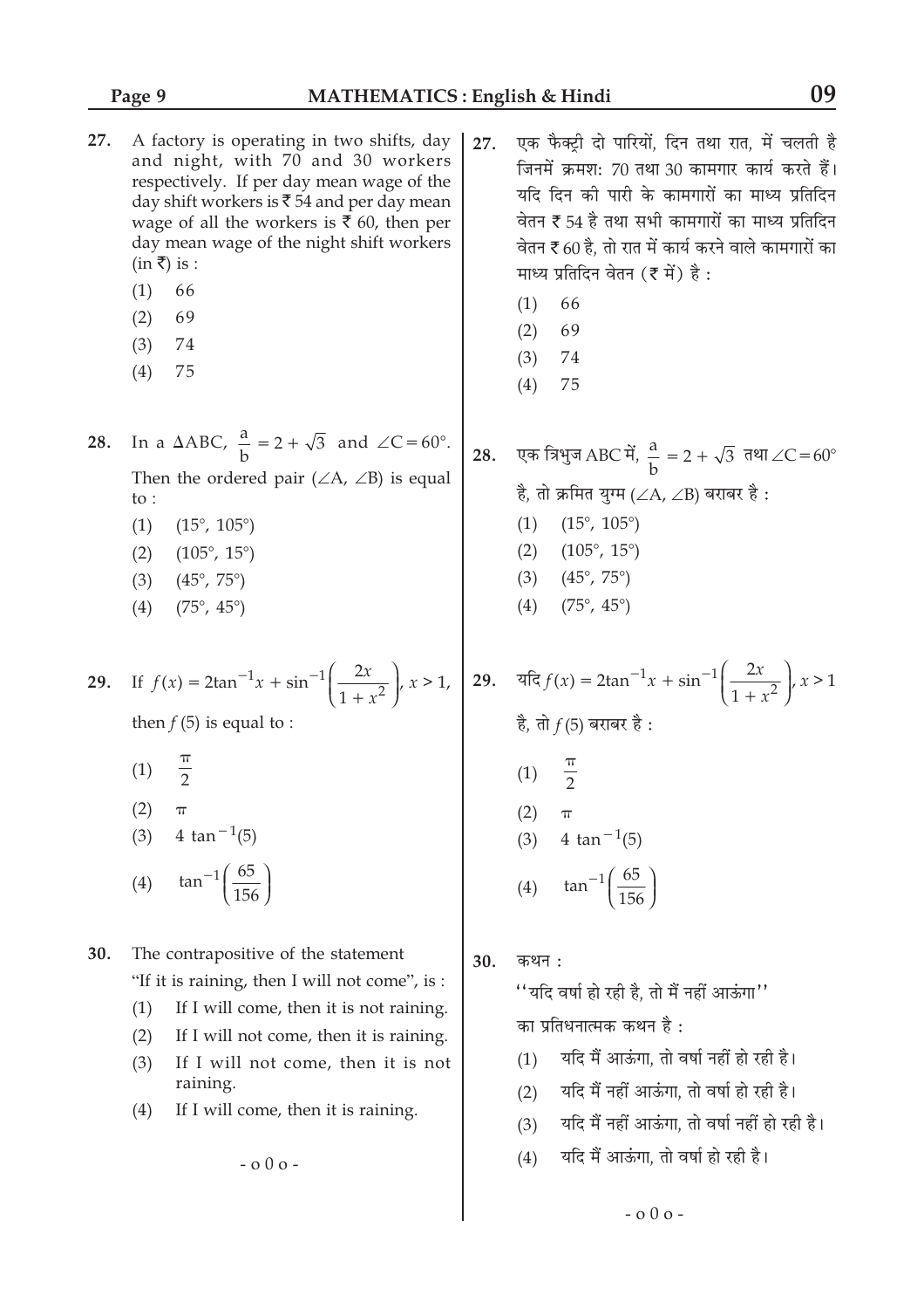27. A factory is operating in two shifts, day and night, with 70 and 30 workers respectively. If per day mean wage of the day shift workers is ₹ 54 and per day mean wage of all the workers is ₹ 60, then per day mean wage of the night shift workers (in ₹) is :

(1) 66
(2) 69
(3) 74
(4) 75

27. एक फैक्ट्री दो पारियों, दिन तथा रात, में चलती है जिनमें क्रमशः 70 तथा 30 कामगार कार्य करते हैं। यदि दिन की पारी के कामगारों का माध्य प्रतिदिन वेतन ₹ 54 है तथा सभी कामगारों का माध्य प्रतिदिन वेतन ₹ 60 है, तो रात में कार्य करने वाले कामगारों का माध्य प्रतिदिन वेतन (₹ में) है :

(1) 66
(2) 69
(3) 74
(4) 75

28. In a $\Delta ABC$, $\frac{a}{b} = 2 + \sqrt{3}$ and $\angle C = 60°$. Then the ordered pair $(\angle A, \angle B)$ is equal to :

(1) $(15°, 105°)$
(2) $(105°, 15°)$
(3) $(45°, 75°)$
(4) $(75°, 45°)$

28. एक त्रिभुज ABC में, $\frac{a}{b} = 2 + \sqrt{3}$ तथा $\angle C = 60°$ है, तो क्रमित युग्म $(\angle A, \angle B)$ बराबर है :

(1) $(15°, 105°)$
(2) $(105°, 15°)$
(3) $(45°, 75°)$
(4) $(75°, 45°)$

29. If $f(x) = 2\tan^{-1}x + \sin^{-1}\left(\frac{2x}{1+x^2}\right), x > 1$, then $f(5)$ is equal to :

(1) $\frac{\pi}{2}$
(2) $\pi$
(3) $4 \tan^{-1}(5)$
(4) $\tan^{-1}\left(\frac{65}{156}\right)$

29. यदि $f(x) = 2\tan^{-1}x + \sin^{-1}\left(\frac{2x}{1+x^2}\right), x > 1$ है, तो $f(5)$ बराबर है :

(1) $\frac{\pi}{2}$
(2) $\pi$
(3) $4 \tan^{-1}(5)$
(4) $\tan^{-1}\left(\frac{65}{156}\right)$

30. The contrapositive of the statement "If it is raining, then I will not come", is :

(1) If I will come, then it is not raining.
(2) If I will not come, then it is raining.
(3) If I will not come, then it is not raining.
(4) If I will come, then it is raining.

30. कथन :

''यदि वर्षा हो रही है, तो मैं नहीं आऊंगा''

का प्रतिधनात्मक कथन है :

(1) यदि मैं आऊंगा, तो वर्षा नहीं हो रही है।
(2) यदि मैं नहीं आऊंगा, तो वर्षा हो रही है।
(3) यदि मैं नहीं आऊंगा, तो वर्षा नहीं हो रही है।
(4) यदि मैं आऊंगा, तो वर्षा हो रही है।

- o 0 o -